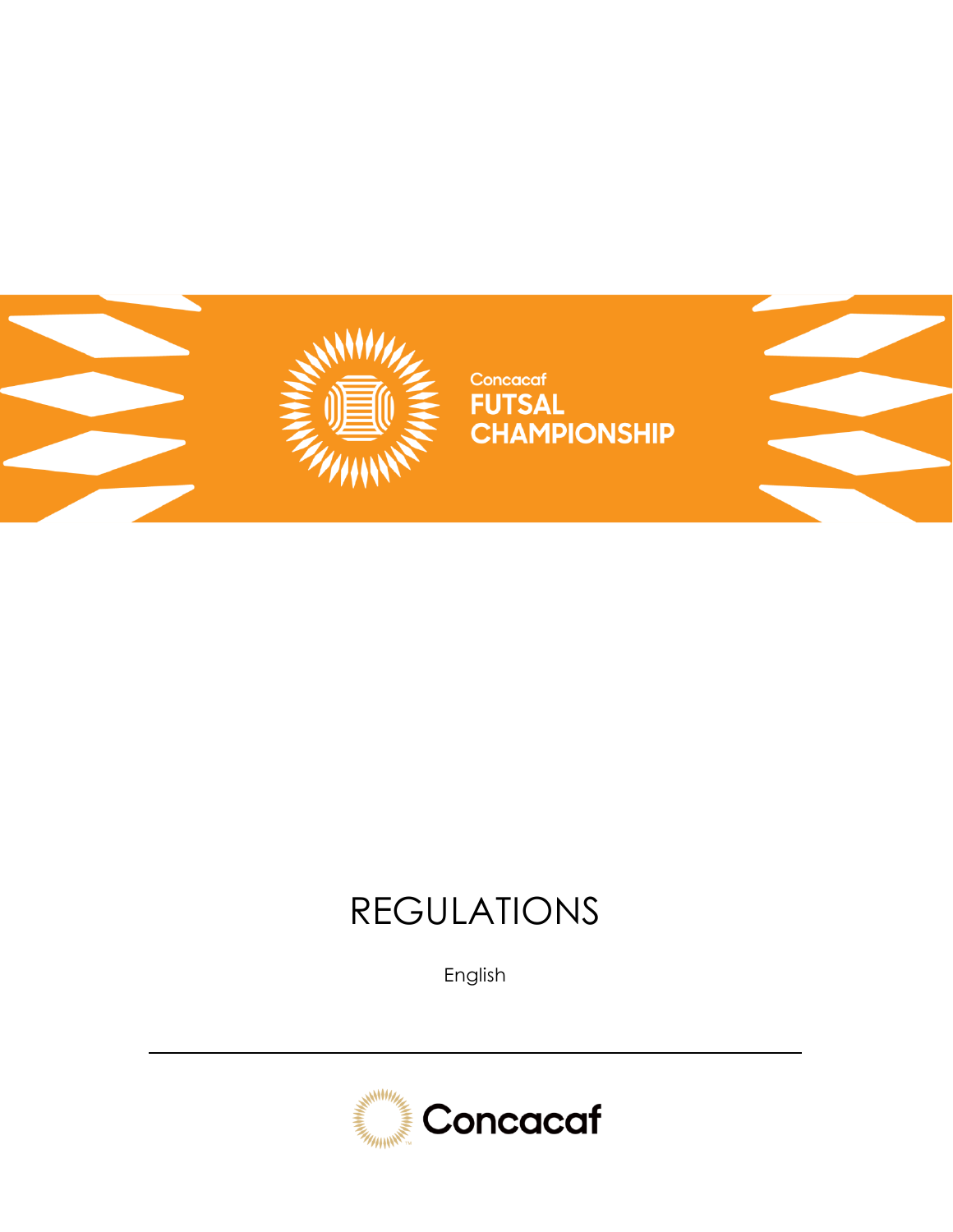Concacaf
# FUTSAL CHAMPIONSHIP

# REGULATIONS

English

Concacaf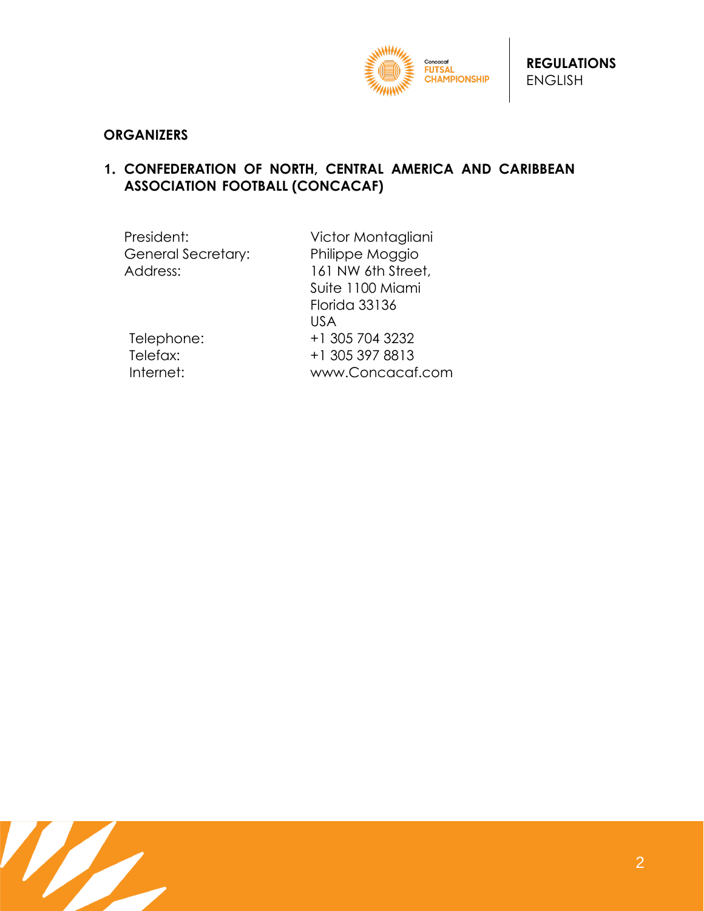## ORGANIZERS

### 1. CONFEDERATION OF NORTH, CENTRAL AMERICA AND CARIBBEAN ASSOCIATION FOOTBALL (CONCACAF)

| | |
|---|---|
| President: | Victor Montagliani |
| General Secretary: | Philippe Moggio |
| Address: | 161 NW 6th Street,<br>Suite 1100 Miami<br>Florida 33136<br>USA |
| Telephone: | +1 305 704 3232 |
| Telefax: | +1 305 397 8813 |
| Internet: | www.Concacaf.com |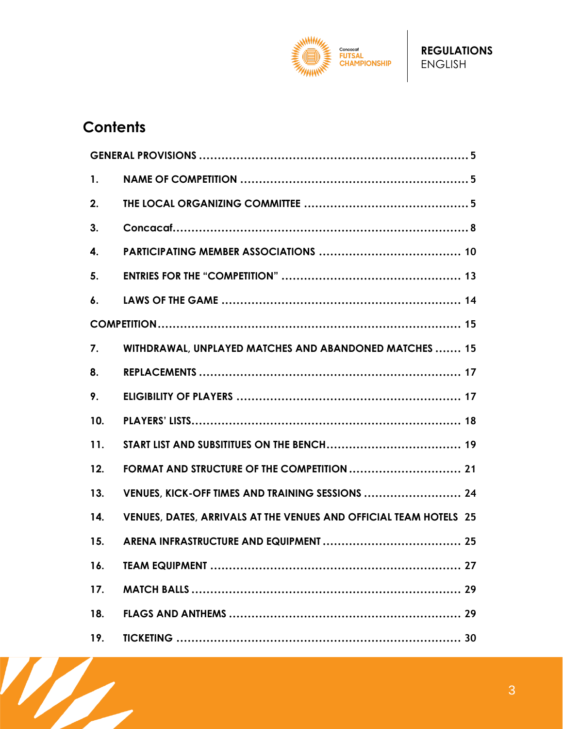## Contents

GENERAL PROVISIONS ........................................................................ 5

1. NAME OF COMPETITION ............................................................ 5
2. THE LOCAL ORGANIZING COMMITTEE ............................................ 5
3. Concacaf................................................................................ 8
4. PARTICIPATING MEMBER ASSOCIATIONS ....................................... 10
5. ENTRIES FOR THE “COMPETITION” ................................................ 13
6. LAWS OF THE GAME ................................................................ 14

COMPETITION.................................................................................. 15

7. WITHDRAWAL, UNPLAYED MATCHES AND ABANDONED MATCHES ....... 15
8. REPLACEMENTS ...................................................................... 17
9. ELIGIBILITY OF PLAYERS ............................................................ 17
10. PLAYERS’ LISTS........................................................................ 18
11. START LIST AND SUBSITITUES ON THE BENCH.................................... 19
12. FORMAT AND STRUCTURE OF THE COMPETITION .............................. 21
13. VENUES, KICK-OFF TIMES AND TRAINING SESSIONS .......................... 24
14. VENUES, DATES, ARRIVALS AT THE VENUES AND OFFICIAL TEAM HOTELS 25
15. ARENA INFRASTRUCTURE AND EQUIPMENT ..................................... 25
16. TEAM EQUIPMENT ................................................................... 27
17. MATCH BALLS ........................................................................ 29
18. FLAGS AND ANTHEMS ............................................................... 29
19. TICKETING ............................................................................. 30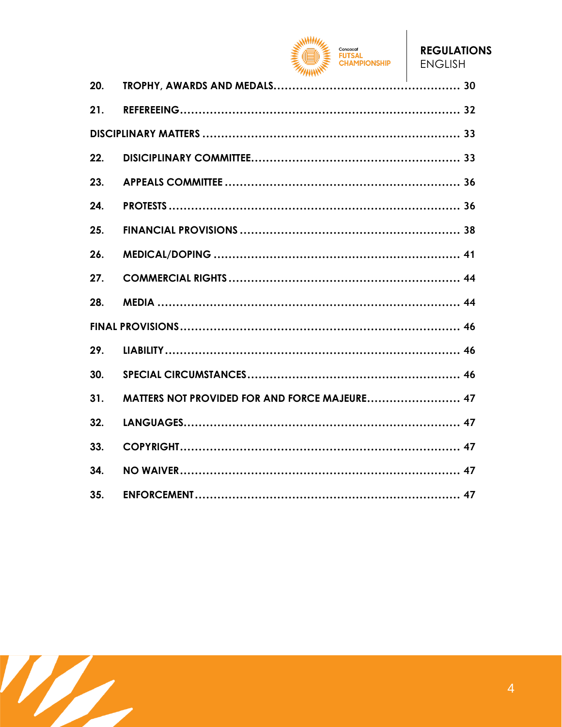20. TROPHY, AWARDS AND MEDALS.................................................. 30

21. REFEREEING........................................................................ 32

DISCIPLINARY MATTERS ...................................................................... 33

22. DISICIPLINARY COMMITTEE........................................................ 33

23. APPEALS COMMITTEE ................................................................ 36

24. PROTESTS ............................................................................... 36

25. FINANCIAL PROVISIONS ............................................................ 38

26. MEDICAL/DOPING ................................................................... 41

27. COMMERCIAL RIGHTS ............................................................... 44

28. MEDIA ..................................................................................... 44

FINAL PROVISIONS............................................................................. 46

29. LIABILITY.................................................................................. 46

30. SPECIAL CIRCUMSTANCES......................................................... 46

31. MATTERS NOT PROVIDED FOR AND FORCE MAJEURE......................... 47

32. LANGUAGES............................................................................ 47

33. COPYRIGHT.............................................................................. 47

34. NO WAIVER.............................................................................. 47

35. ENFORCEMENT ......................................................................... 47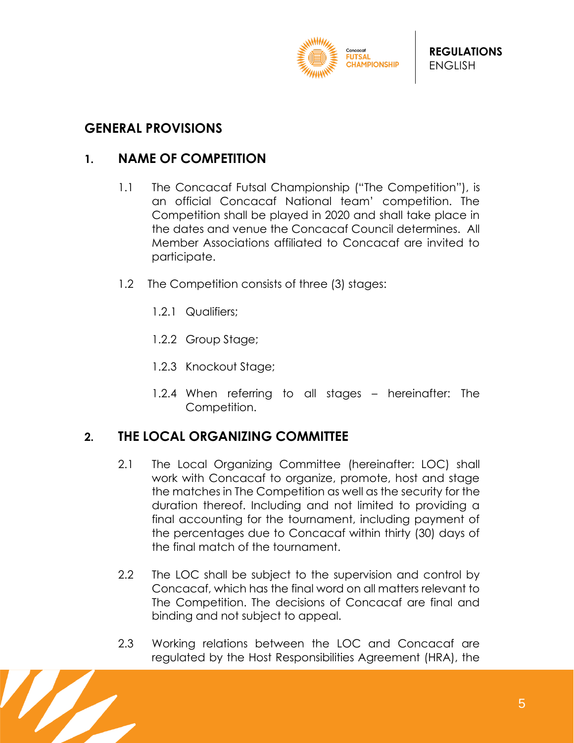## GENERAL PROVISIONS

### 1. NAME OF COMPETITION

1.1 The Concacaf Futsal Championship ("The Competition"), is an official Concacaf National team' competition. The Competition shall be played in 2020 and shall take place in the dates and venue the Concacaf Council determines. All Member Associations affiliated to Concacaf are invited to participate.

1.2 The Competition consists of three (3) stages:

1.2.1 Qualifiers;

1.2.2 Group Stage;

1.2.3 Knockout Stage;

1.2.4 When referring to all stages – hereinafter: The Competition.

### 2. THE LOCAL ORGANIZING COMMITTEE

2.1 The Local Organizing Committee (hereinafter: LOC) shall work with Concacaf to organize, promote, host and stage the matches in The Competition as well as the security for the duration thereof. Including and not limited to providing a final accounting for the tournament, including payment of the percentages due to Concacaf within thirty (30) days of the final match of the tournament.

2.2 The LOC shall be subject to the supervision and control by Concacaf, which has the final word on all matters relevant to The Competition. The decisions of Concacaf are final and binding and not subject to appeal.

2.3 Working relations between the LOC and Concacaf are regulated by the Host Responsibilities Agreement (HRA), the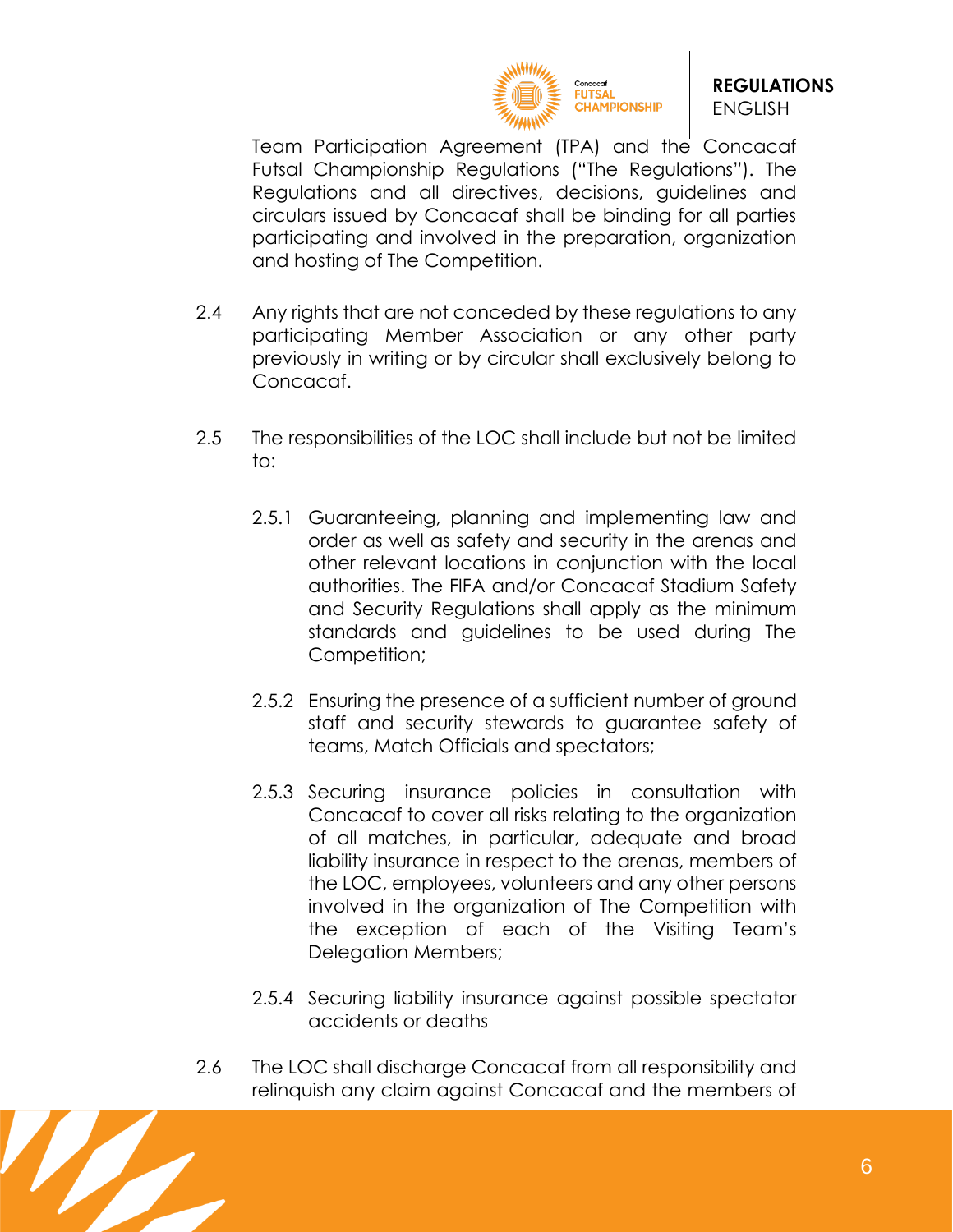Team Participation Agreement (TPA) and the Concacaf Futsal Championship Regulations ("The Regulations"). The Regulations and all directives, decisions, guidelines and circulars issued by Concacaf shall be binding for all parties participating and involved in the preparation, organization and hosting of The Competition.

2.4 Any rights that are not conceded by these regulations to any participating Member Association or any other party previously in writing or by circular shall exclusively belong to Concacaf.

2.5 The responsibilities of the LOC shall include but not be limited to:

2.5.1 Guaranteeing, planning and implementing law and order as well as safety and security in the arenas and other relevant locations in conjunction with the local authorities. The FIFA and/or Concacaf Stadium Safety and Security Regulations shall apply as the minimum standards and guidelines to be used during The Competition;

2.5.2 Ensuring the presence of a sufficient number of ground staff and security stewards to guarantee safety of teams, Match Officials and spectators;

2.5.3 Securing insurance policies in consultation with Concacaf to cover all risks relating to the organization of all matches, in particular, adequate and broad liability insurance in respect to the arenas, members of the LOC, employees, volunteers and any other persons involved in the organization of The Competition with the exception of each of the Visiting Team's Delegation Members;

2.5.4 Securing liability insurance against possible spectator accidents or deaths

2.6 The LOC shall discharge Concacaf from all responsibility and relinquish any claim against Concacaf and the members of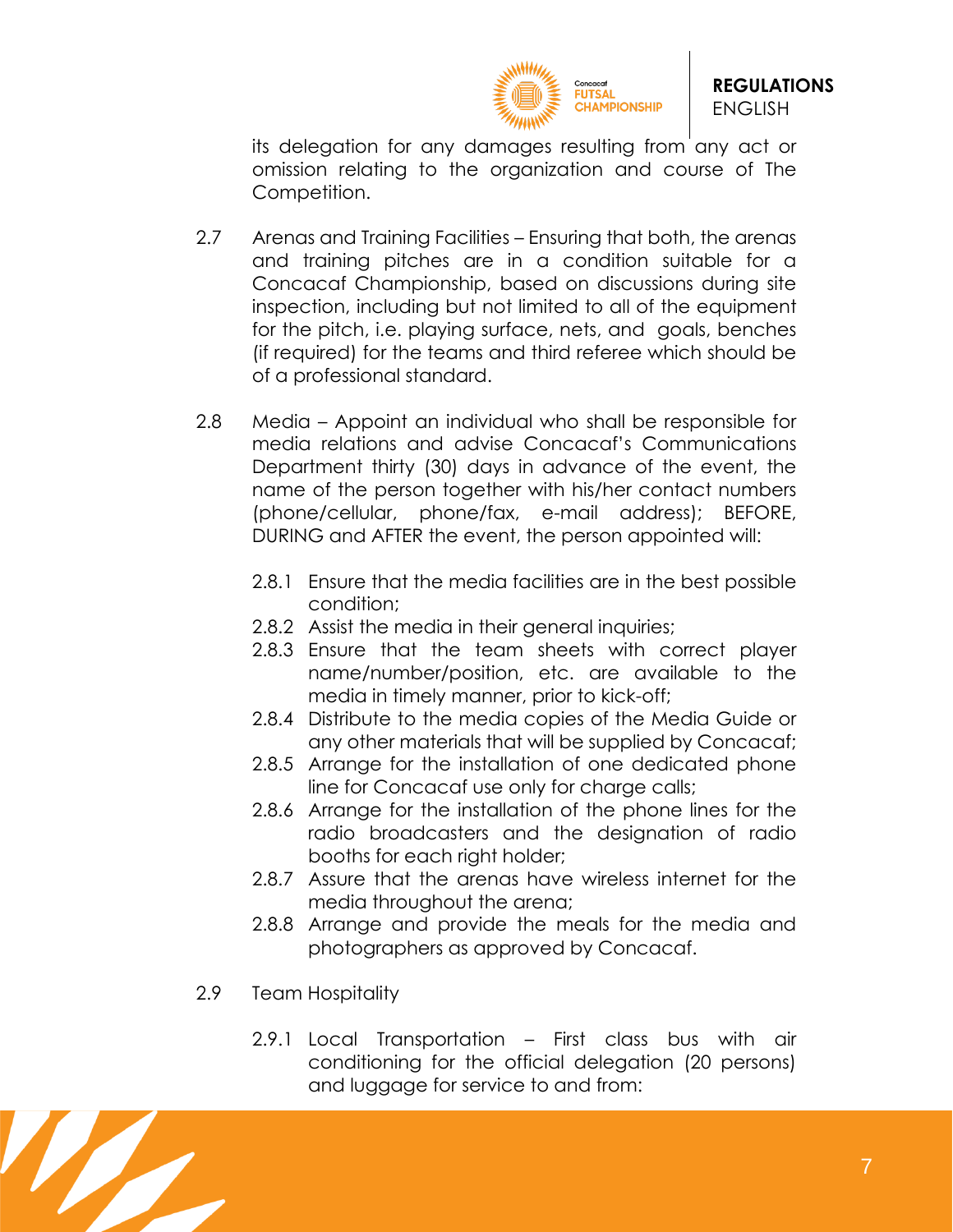its delegation for any damages resulting from any act or omission relating to the organization and course of The Competition.

2.7 Arenas and Training Facilities – Ensuring that both, the arenas and training pitches are in a condition suitable for a Concacaf Championship, based on discussions during site inspection, including but not limited to all of the equipment for the pitch, i.e. playing surface, nets, and goals, benches (if required) for the teams and third referee which should be of a professional standard.

2.8 Media – Appoint an individual who shall be responsible for media relations and advise Concacaf's Communications Department thirty (30) days in advance of the event, the name of the person together with his/her contact numbers (phone/cellular, phone/fax, e-mail address); BEFORE, DURING and AFTER the event, the person appointed will:

- 2.8.1 Ensure that the media facilities are in the best possible condition;
- 2.8.2 Assist the media in their general inquiries;
- 2.8.3 Ensure that the team sheets with correct player name/number/position, etc. are available to the media in timely manner, prior to kick-off;
- 2.8.4 Distribute to the media copies of the Media Guide or any other materials that will be supplied by Concacaf;
- 2.8.5 Arrange for the installation of one dedicated phone line for Concacaf use only for charge calls;
- 2.8.6 Arrange for the installation of the phone lines for the radio broadcasters and the designation of radio booths for each right holder;
- 2.8.7 Assure that the arenas have wireless internet for the media throughout the arena;
- 2.8.8 Arrange and provide the meals for the media and photographers as approved by Concacaf.

2.9 Team Hospitality

- 2.9.1 Local Transportation – First class bus with air conditioning for the official delegation (20 persons) and luggage for service to and from: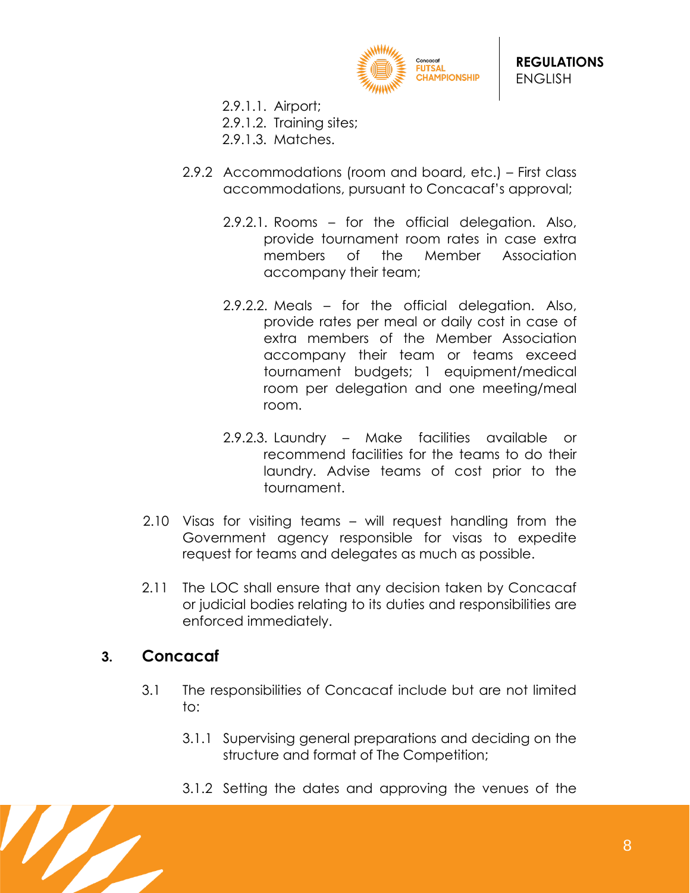2.9.1.1. Airport;
2.9.1.2. Training sites;
2.9.1.3. Matches.

2.9.2 Accommodations (room and board, etc.) – First class accommodations, pursuant to Concacaf's approval;

2.9.2.1. Rooms – for the official delegation. Also, provide tournament room rates in case extra members of the Member Association accompany their team;

2.9.2.2. Meals – for the official delegation. Also, provide rates per meal or daily cost in case of extra members of the Member Association accompany their team or teams exceed tournament budgets; 1 equipment/medical room per delegation and one meeting/meal room.

2.9.2.3. Laundry – Make facilities available or recommend facilities for the teams to do their laundry. Advise teams of cost prior to the tournament.

2.10 Visas for visiting teams – will request handling from the Government agency responsible for visas to expedite request for teams and delegates as much as possible.

2.11 The LOC shall ensure that any decision taken by Concacaf or judicial bodies relating to its duties and responsibilities are enforced immediately.

## 3. Concacaf

3.1 The responsibilities of Concacaf include but are not limited to:

3.1.1 Supervising general preparations and deciding on the structure and format of The Competition;

3.1.2 Setting the dates and approving the venues of the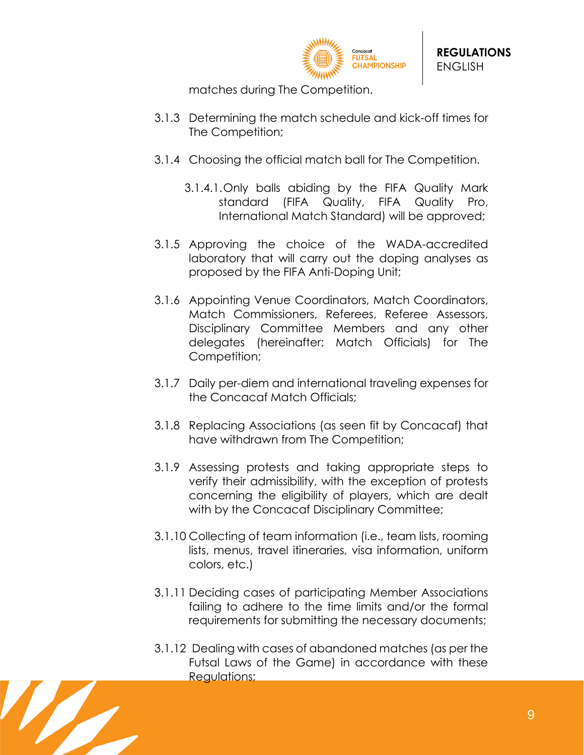matches during The Competition.

3.1.3 Determining the match schedule and kick-off times for The Competition;

3.1.4 Choosing the official match ball for The Competition.

3.1.4.1. Only balls abiding by the FIFA Quality Mark standard (FIFA Quality, FIFA Quality Pro, International Match Standard) will be approved;

3.1.5 Approving the choice of the WADA-accredited laboratory that will carry out the doping analyses as proposed by the FIFA Anti-Doping Unit;

3.1.6 Appointing Venue Coordinators, Match Coordinators, Match Commissioners, Referees, Referee Assessors, Disciplinary Committee Members and any other delegates (hereinafter: Match Officials) for The Competition;

3.1.7 Daily per-diem and international traveling expenses for the Concacaf Match Officials;

3.1.8 Replacing Associations (as seen fit by Concacaf) that have withdrawn from The Competition;

3.1.9 Assessing protests and taking appropriate steps to verify their admissibility, with the exception of protests concerning the eligibility of players, which are dealt with by the Concacaf Disciplinary Committee;

3.1.10 Collecting of team information (i.e., team lists, rooming lists, menus, travel itineraries, visa information, uniform colors, etc.)

3.1.11 Deciding cases of participating Member Associations failing to adhere to the time limits and/or the formal requirements for submitting the necessary documents;

3.1.12 Dealing with cases of abandoned matches (as per the Futsal Laws of the Game) in accordance with these Regulations;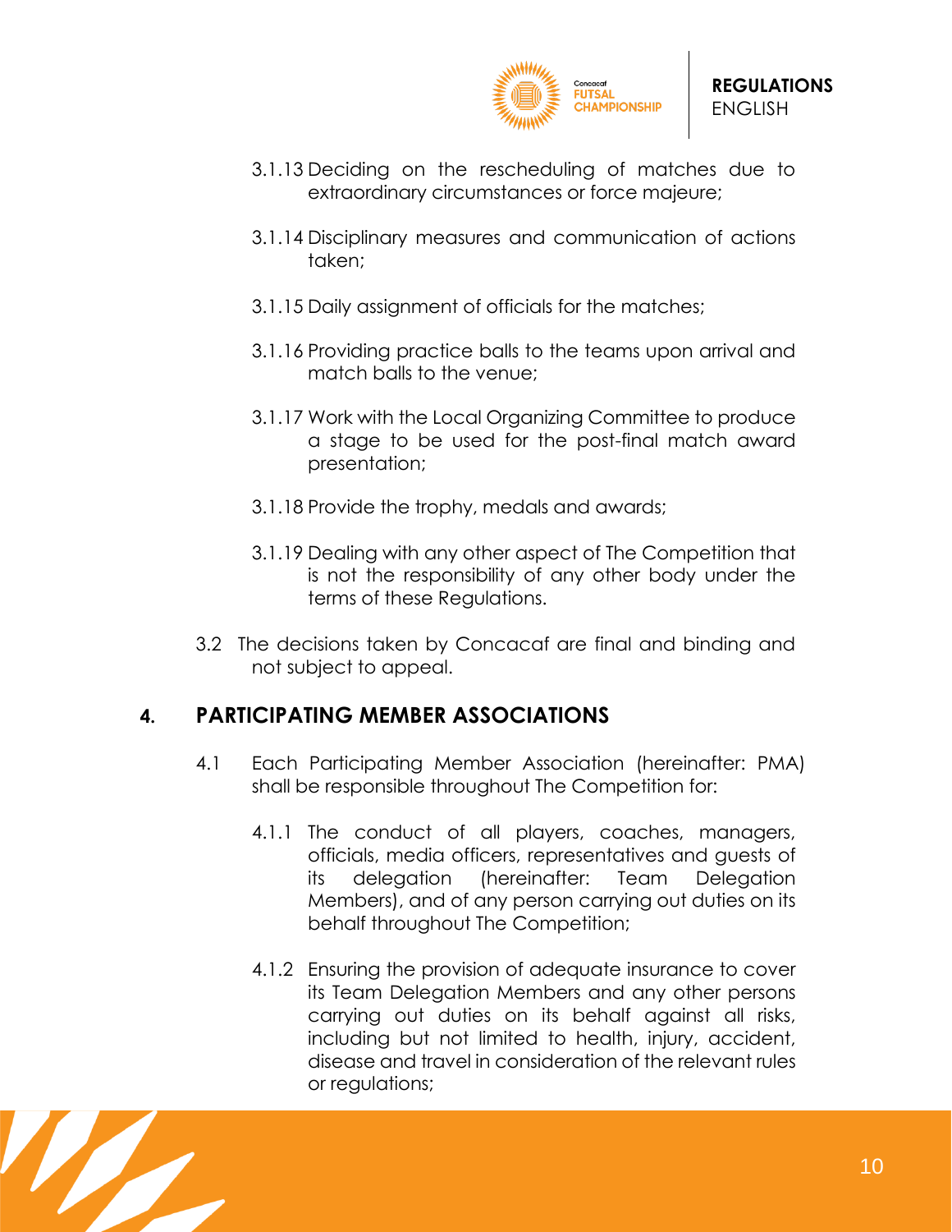3.1.13 Deciding on the rescheduling of matches due to extraordinary circumstances or force majeure;

3.1.14 Disciplinary measures and communication of actions taken;

3.1.15 Daily assignment of officials for the matches;

3.1.16 Providing practice balls to the teams upon arrival and match balls to the venue;

3.1.17 Work with the Local Organizing Committee to produce a stage to be used for the post-final match award presentation;

3.1.18 Provide the trophy, medals and awards;

3.1.19 Dealing with any other aspect of The Competition that is not the responsibility of any other body under the terms of these Regulations.

3.2 The decisions taken by Concacaf are final and binding and not subject to appeal.

## 4. PARTICIPATING MEMBER ASSOCIATIONS

4.1 Each Participating Member Association (hereinafter: PMA) shall be responsible throughout The Competition for:

4.1.1 The conduct of all players, coaches, managers, officials, media officers, representatives and guests of its delegation (hereinafter: Team Delegation Members), and of any person carrying out duties on its behalf throughout The Competition;

4.1.2 Ensuring the provision of adequate insurance to cover its Team Delegation Members and any other persons carrying out duties on its behalf against all risks, including but not limited to health, injury, accident, disease and travel in consideration of the relevant rules or regulations;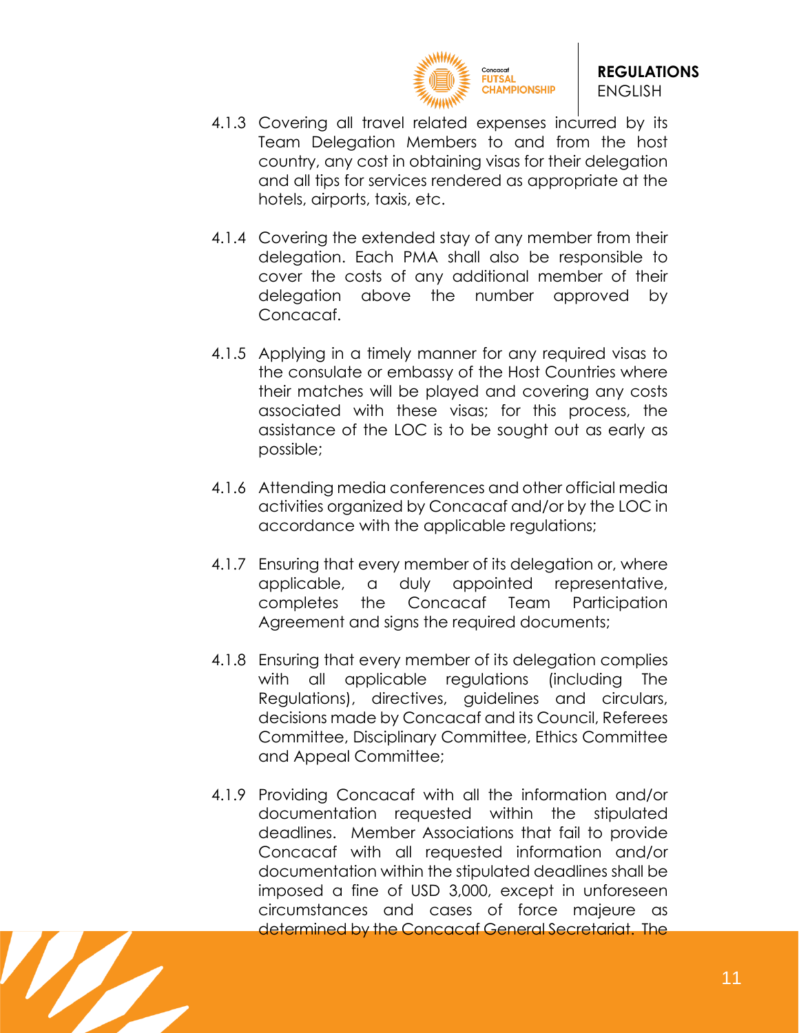4.1.3 Covering all travel related expenses incurred by its Team Delegation Members to and from the host country, any cost in obtaining visas for their delegation and all tips for services rendered as appropriate at the hotels, airports, taxis, etc.

4.1.4 Covering the extended stay of any member from their delegation. Each PMA shall also be responsible to cover the costs of any additional member of their delegation above the number approved by Concacaf.

4.1.5 Applying in a timely manner for any required visas to the consulate or embassy of the Host Countries where their matches will be played and covering any costs associated with these visas; for this process, the assistance of the LOC is to be sought out as early as possible;

4.1.6 Attending media conferences and other official media activities organized by Concacaf and/or by the LOC in accordance with the applicable regulations;

4.1.7 Ensuring that every member of its delegation or, where applicable, a duly appointed representative, completes the Concacaf Team Participation Agreement and signs the required documents;

4.1.8 Ensuring that every member of its delegation complies with all applicable regulations (including The Regulations), directives, guidelines and circulars, decisions made by Concacaf and its Council, Referees Committee, Disciplinary Committee, Ethics Committee and Appeal Committee;

4.1.9 Providing Concacaf with all the information and/or documentation requested within the stipulated deadlines. Member Associations that fail to provide Concacaf with all requested information and/or documentation within the stipulated deadlines shall be imposed a fine of USD 3,000, except in unforeseen circumstances and cases of force majeure as determined by the Concacaf General Secretariat. The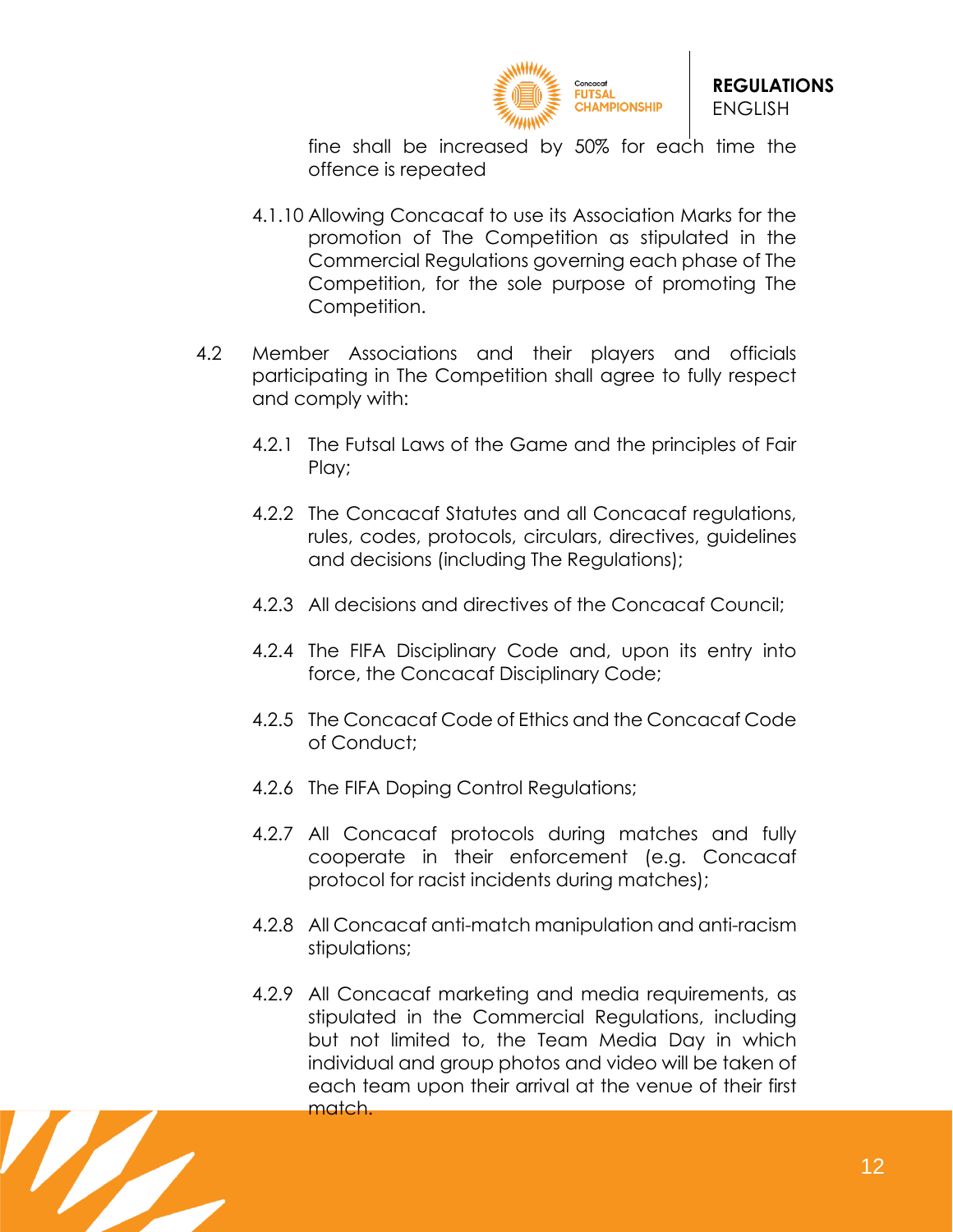fine shall be increased by 50% for each time the offence is repeated

4.1.10 Allowing Concacaf to use its Association Marks for the promotion of The Competition as stipulated in the Commercial Regulations governing each phase of The Competition, for the sole purpose of promoting The Competition.

4.2 Member Associations and their players and officials participating in The Competition shall agree to fully respect and comply with:

4.2.1 The Futsal Laws of the Game and the principles of Fair Play;

4.2.2 The Concacaf Statutes and all Concacaf regulations, rules, codes, protocols, circulars, directives, guidelines and decisions (including The Regulations);

4.2.3 All decisions and directives of the Concacaf Council;

4.2.4 The FIFA Disciplinary Code and, upon its entry into force, the Concacaf Disciplinary Code;

4.2.5 The Concacaf Code of Ethics and the Concacaf Code of Conduct;

4.2.6 The FIFA Doping Control Regulations;

4.2.7 All Concacaf protocols during matches and fully cooperate in their enforcement (e.g. Concacaf protocol for racist incidents during matches);

4.2.8 All Concacaf anti-match manipulation and anti-racism stipulations;

4.2.9 All Concacaf marketing and media requirements, as stipulated in the Commercial Regulations, including but not limited to, the Team Media Day in which individual and group photos and video will be taken of each team upon their arrival at the venue of their first match.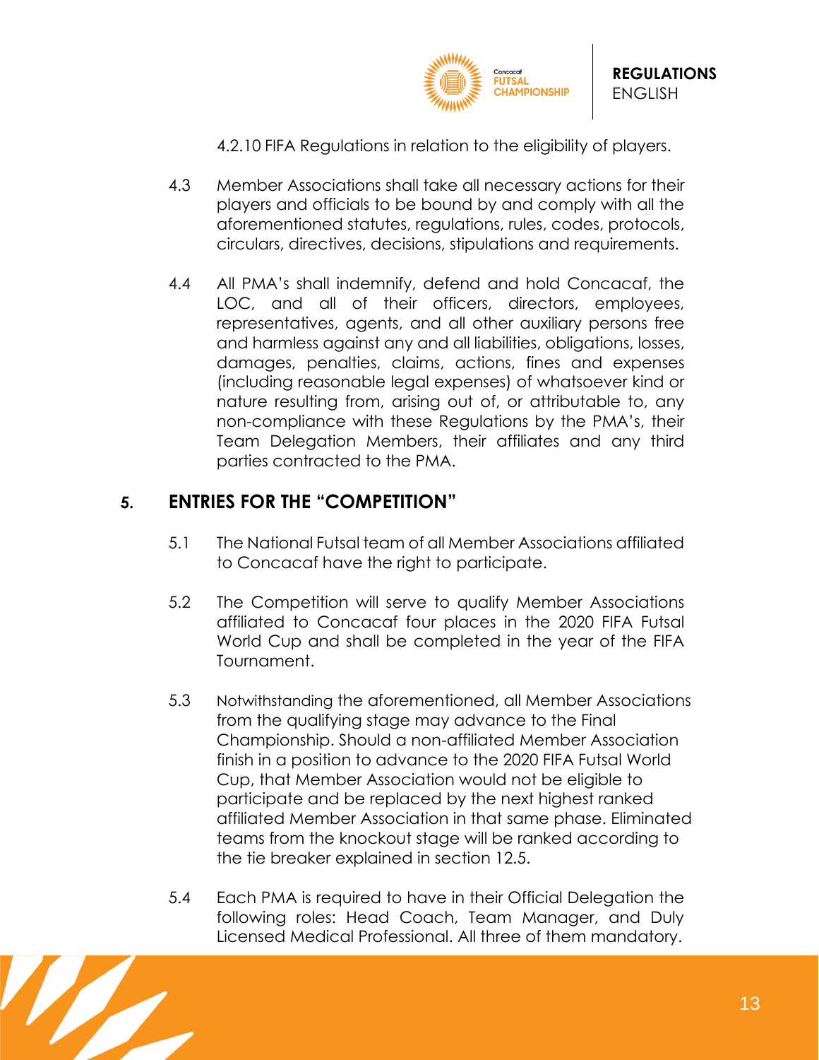4.2.10 FIFA Regulations in relation to the eligibility of players.

4.3 Member Associations shall take all necessary actions for their players and officials to be bound by and comply with all the aforementioned statutes, regulations, rules, codes, protocols, circulars, directives, decisions, stipulations and requirements.

4.4 All PMA's shall indemnify, defend and hold Concacaf, the LOC, and all of their officers, directors, employees, representatives, agents, and all other auxiliary persons free and harmless against any and all liabilities, obligations, losses, damages, penalties, claims, actions, fines and expenses (including reasonable legal expenses) of whatsoever kind or nature resulting from, arising out of, or attributable to, any non-compliance with these Regulations by the PMA's, their Team Delegation Members, their affiliates and any third parties contracted to the PMA.

## 5. ENTRIES FOR THE "COMPETITION"

5.1 The National Futsal team of all Member Associations affiliated to Concacaf have the right to participate.

5.2 The Competition will serve to qualify Member Associations affiliated to Concacaf four places in the 2020 FIFA Futsal World Cup and shall be completed in the year of the FIFA Tournament.

5.3 Notwithstanding the aforementioned, all Member Associations from the qualifying stage may advance to the Final Championship. Should a non-affiliated Member Association finish in a position to advance to the 2020 FIFA Futsal World Cup, that Member Association would not be eligible to participate and be replaced by the next highest ranked affiliated Member Association in that same phase. Eliminated teams from the knockout stage will be ranked according to the tie breaker explained in section 12.5.

5.4 Each PMA is required to have in their Official Delegation the following roles: Head Coach, Team Manager, and Duly Licensed Medical Professional. All three of them mandatory.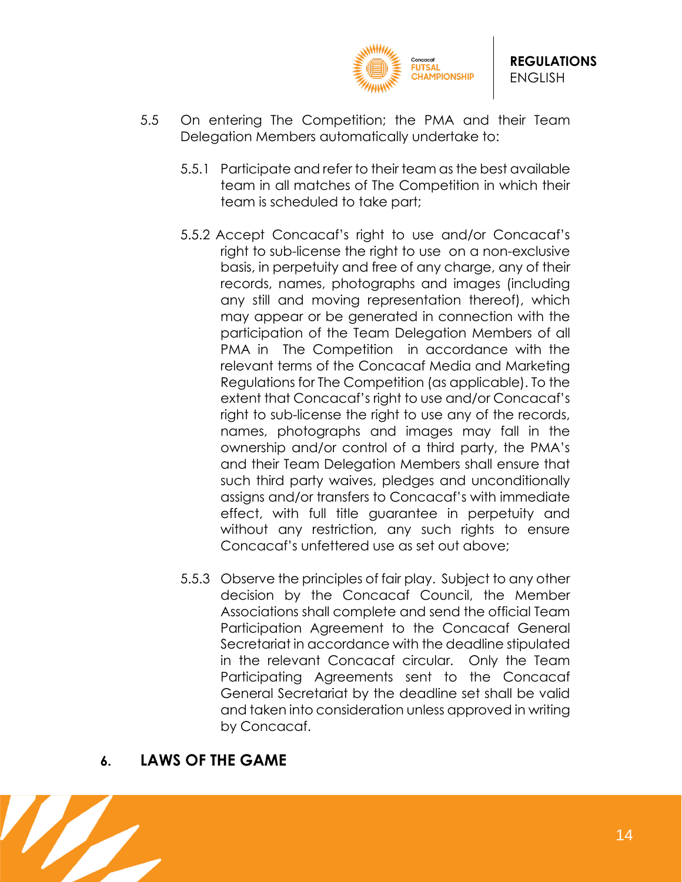5.5 On entering The Competition; the PMA and their Team Delegation Members automatically undertake to:

5.5.1 Participate and refer to their team as the best available team in all matches of The Competition in which their team is scheduled to take part;

5.5.2 Accept Concacaf's right to use and/or Concacaf's right to sub-license the right to use on a non-exclusive basis, in perpetuity and free of any charge, any of their records, names, photographs and images (including any still and moving representation thereof), which may appear or be generated in connection with the participation of the Team Delegation Members of all PMA in The Competition in accordance with the relevant terms of the Concacaf Media and Marketing Regulations for The Competition (as applicable). To the extent that Concacaf's right to use and/or Concacaf's right to sub-license the right to use any of the records, names, photographs and images may fall in the ownership and/or control of a third party, the PMA's and their Team Delegation Members shall ensure that such third party waives, pledges and unconditionally assigns and/or transfers to Concacaf's with immediate effect, with full title guarantee in perpetuity and without any restriction, any such rights to ensure Concacaf's unfettered use as set out above;

5.5.3 Observe the principles of fair play. Subject to any other decision by the Concacaf Council, the Member Associations shall complete and send the official Team Participation Agreement to the Concacaf General Secretariat in accordance with the deadline stipulated in the relevant Concacaf circular. Only the Team Participating Agreements sent to the Concacaf General Secretariat by the deadline set shall be valid and taken into consideration unless approved in writing by Concacaf.

## 6. LAWS OF THE GAME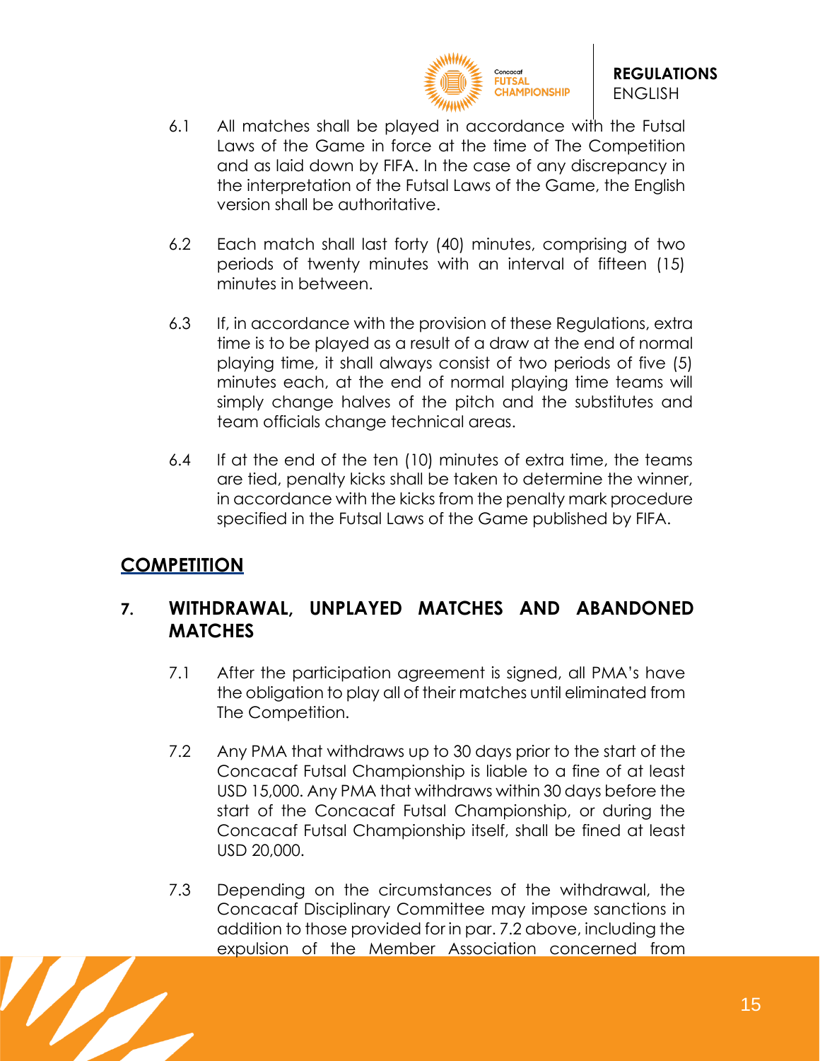6.1 All matches shall be played in accordance with the Futsal Laws of the Game in force at the time of The Competition and as laid down by FIFA. In the case of any discrepancy in the interpretation of the Futsal Laws of the Game, the English version shall be authoritative.

6.2 Each match shall last forty (40) minutes, comprising of two periods of twenty minutes with an interval of fifteen (15) minutes in between.

6.3 If, in accordance with the provision of these Regulations, extra time is to be played as a result of a draw at the end of normal playing time, it shall always consist of two periods of five (5) minutes each, at the end of normal playing time teams will simply change halves of the pitch and the substitutes and team officials change technical areas.

6.4 If at the end of the ten (10) minutes of extra time, the teams are tied, penalty kicks shall be taken to determine the winner, in accordance with the kicks from the penalty mark procedure specified in the Futsal Laws of the Game published by FIFA.

## COMPETITION

### 7. WITHDRAWAL, UNPLAYED MATCHES AND ABANDONED MATCHES

7.1 After the participation agreement is signed, all PMA's have the obligation to play all of their matches until eliminated from The Competition.

7.2 Any PMA that withdraws up to 30 days prior to the start of the Concacaf Futsal Championship is liable to a fine of at least USD 15,000. Any PMA that withdraws within 30 days before the start of the Concacaf Futsal Championship, or during the Concacaf Futsal Championship itself, shall be fined at least USD 20,000.

7.3 Depending on the circumstances of the withdrawal, the Concacaf Disciplinary Committee may impose sanctions in addition to those provided for in par. 7.2 above, including the expulsion of the Member Association concerned from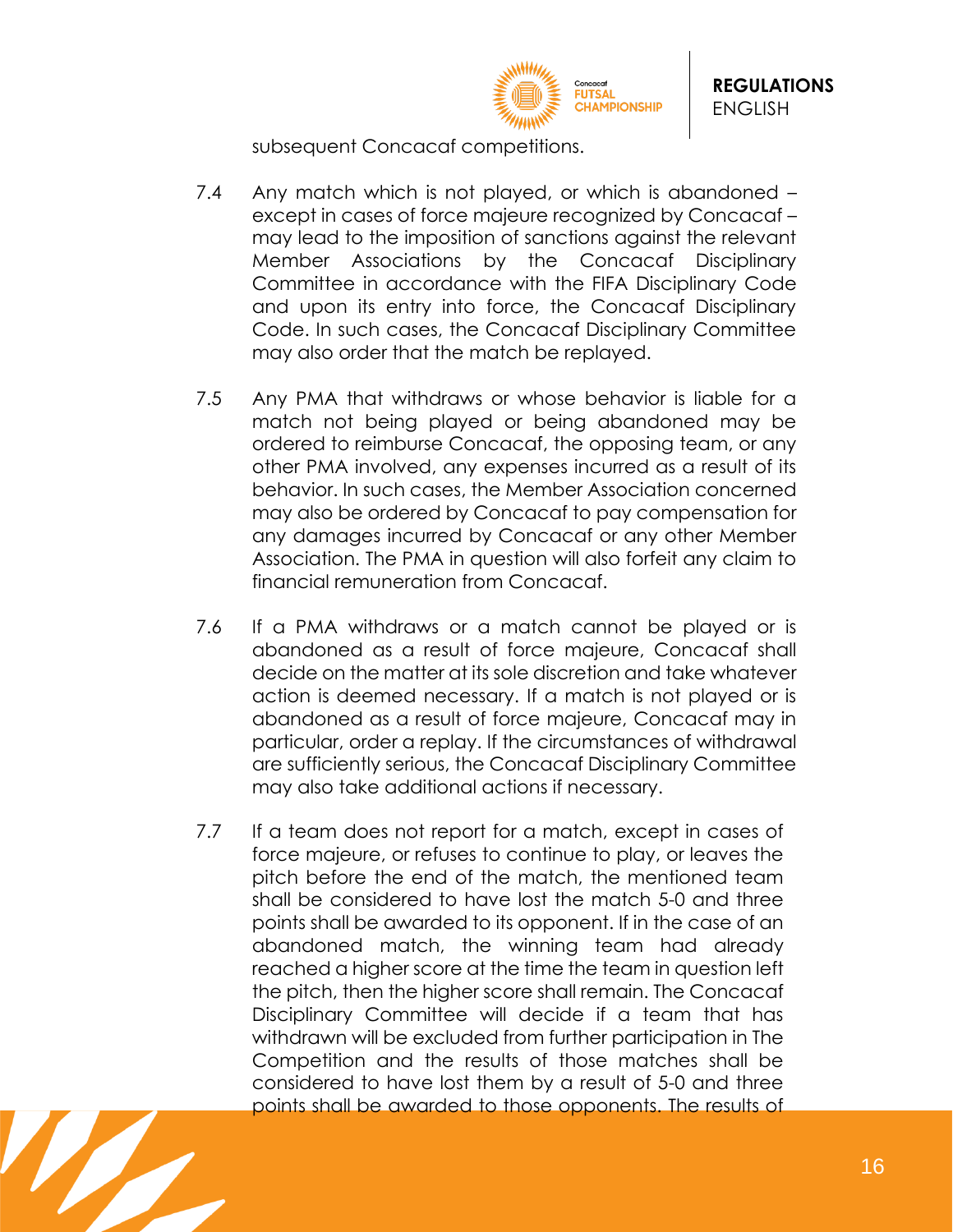subsequent Concacaf competitions.

7.4 Any match which is not played, or which is abandoned – except in cases of force majeure recognized by Concacaf – may lead to the imposition of sanctions against the relevant Member Associations by the Concacaf Disciplinary Committee in accordance with the FIFA Disciplinary Code and upon its entry into force, the Concacaf Disciplinary Code. In such cases, the Concacaf Disciplinary Committee may also order that the match be replayed.

7.5 Any PMA that withdraws or whose behavior is liable for a match not being played or being abandoned may be ordered to reimburse Concacaf, the opposing team, or any other PMA involved, any expenses incurred as a result of its behavior. In such cases, the Member Association concerned may also be ordered by Concacaf to pay compensation for any damages incurred by Concacaf or any other Member Association. The PMA in question will also forfeit any claim to financial remuneration from Concacaf.

7.6 If a PMA withdraws or a match cannot be played or is abandoned as a result of force majeure, Concacaf shall decide on the matter at its sole discretion and take whatever action is deemed necessary. If a match is not played or is abandoned as a result of force majeure, Concacaf may in particular, order a replay. If the circumstances of withdrawal are sufficiently serious, the Concacaf Disciplinary Committee may also take additional actions if necessary.

7.7 If a team does not report for a match, except in cases of force majeure, or refuses to continue to play, or leaves the pitch before the end of the match, the mentioned team shall be considered to have lost the match 5-0 and three points shall be awarded to its opponent. If in the case of an abandoned match, the winning team had already reached a higher score at the time the team in question left the pitch, then the higher score shall remain. The Concacaf Disciplinary Committee will decide if a team that has withdrawn will be excluded from further participation in The Competition and the results of those matches shall be considered to have lost them by a result of 5-0 and three points shall be awarded to those opponents. The results of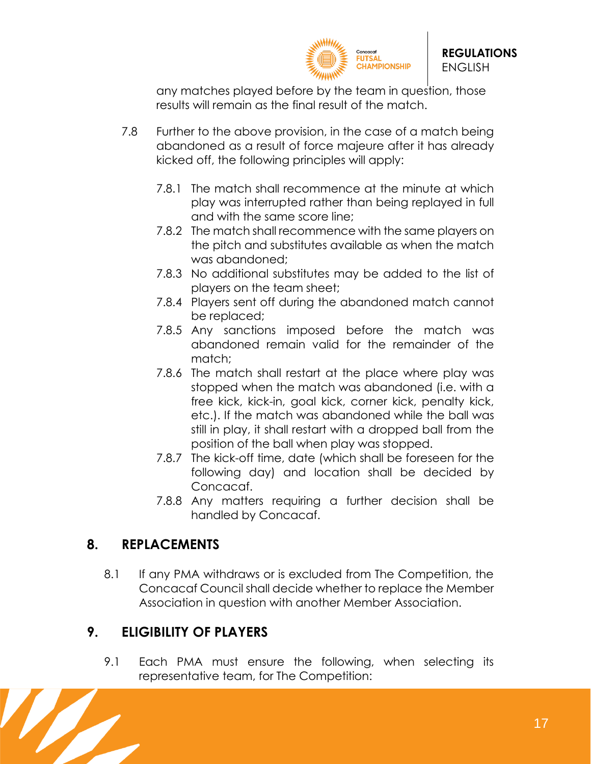any matches played before by the team in question, those results will remain as the final result of the match.

7.8 Further to the above provision, in the case of a match being abandoned as a result of force majeure after it has already kicked off, the following principles will apply:

7.8.1 The match shall recommence at the minute at which play was interrupted rather than being replayed in full and with the same score line;

7.8.2 The match shall recommence with the same players on the pitch and substitutes available as when the match was abandoned;

7.8.3 No additional substitutes may be added to the list of players on the team sheet;

7.8.4 Players sent off during the abandoned match cannot be replaced;

7.8.5 Any sanctions imposed before the match was abandoned remain valid for the remainder of the match;

7.8.6 The match shall restart at the place where play was stopped when the match was abandoned (i.e. with a free kick, kick-in, goal kick, corner kick, penalty kick, etc.). If the match was abandoned while the ball was still in play, it shall restart with a dropped ball from the position of the ball when play was stopped.

7.8.7 The kick-off time, date (which shall be foreseen for the following day) and location shall be decided by Concacaf.

7.8.8 Any matters requiring a further decision shall be handled by Concacaf.

## 8. REPLACEMENTS

8.1 If any PMA withdraws or is excluded from The Competition, the Concacaf Council shall decide whether to replace the Member Association in question with another Member Association.

## 9. ELIGIBILITY OF PLAYERS

9.1 Each PMA must ensure the following, when selecting its representative team, for The Competition: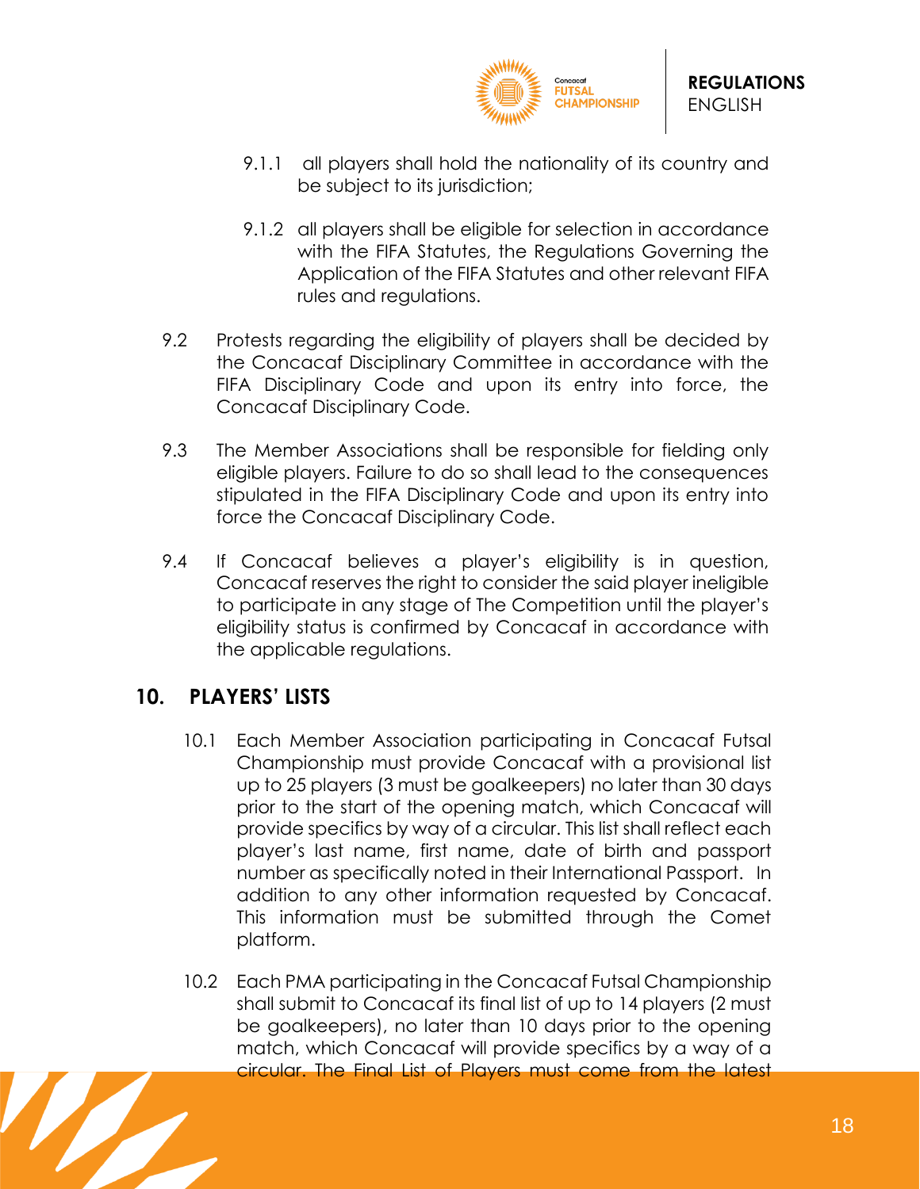9.1.1 all players shall hold the nationality of its country and be subject to its jurisdiction;

9.1.2 all players shall be eligible for selection in accordance with the FIFA Statutes, the Regulations Governing the Application of the FIFA Statutes and other relevant FIFA rules and regulations.

9.2 Protests regarding the eligibility of players shall be decided by the Concacaf Disciplinary Committee in accordance with the FIFA Disciplinary Code and upon its entry into force, the Concacaf Disciplinary Code.

9.3 The Member Associations shall be responsible for fielding only eligible players. Failure to do so shall lead to the consequences stipulated in the FIFA Disciplinary Code and upon its entry into force the Concacaf Disciplinary Code.

9.4 If Concacaf believes a player's eligibility is in question, Concacaf reserves the right to consider the said player ineligible to participate in any stage of The Competition until the player's eligibility status is confirmed by Concacaf in accordance with the applicable regulations.

## 10. PLAYERS' LISTS

10.1 Each Member Association participating in Concacaf Futsal Championship must provide Concacaf with a provisional list up to 25 players (3 must be goalkeepers) no later than 30 days prior to the start of the opening match, which Concacaf will provide specifics by way of a circular. This list shall reflect each player's last name, first name, date of birth and passport number as specifically noted in their International Passport. In addition to any other information requested by Concacaf. This information must be submitted through the Comet platform.

10.2 Each PMA participating in the Concacaf Futsal Championship shall submit to Concacaf its final list of up to 14 players (2 must be goalkeepers), no later than 10 days prior to the opening match, which Concacaf will provide specifics by a way of a circular. The Final List of Players must come from the latest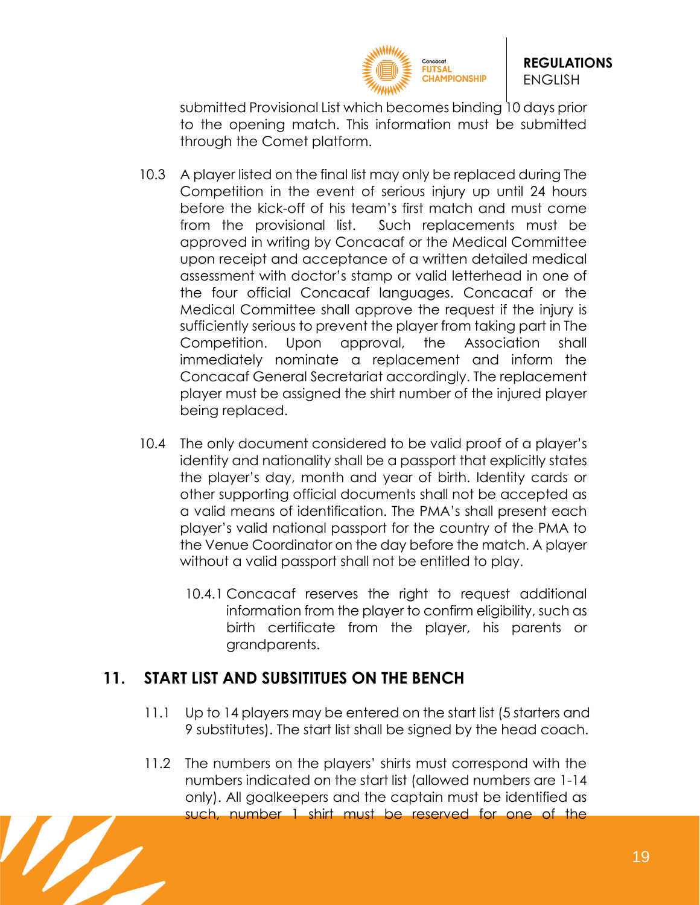submitted Provisional List which becomes binding 10 days prior to the opening match. This information must be submitted through the Comet platform.

10.3 A player listed on the final list may only be replaced during The Competition in the event of serious injury up until 24 hours before the kick-off of his team's first match and must come from the provisional list. Such replacements must be approved in writing by Concacaf or the Medical Committee upon receipt and acceptance of a written detailed medical assessment with doctor's stamp or valid letterhead in one of the four official Concacaf languages. Concacaf or the Medical Committee shall approve the request if the injury is sufficiently serious to prevent the player from taking part in The Competition. Upon approval, the Association shall immediately nominate a replacement and inform the Concacaf General Secretariat accordingly. The replacement player must be assigned the shirt number of the injured player being replaced.

10.4 The only document considered to be valid proof of a player's identity and nationality shall be a passport that explicitly states the player's day, month and year of birth. Identity cards or other supporting official documents shall not be accepted as a valid means of identification. The PMA's shall present each player's valid national passport for the country of the PMA to the Venue Coordinator on the day before the match. A player without a valid passport shall not be entitled to play.

10.4.1 Concacaf reserves the right to request additional information from the player to confirm eligibility, such as birth certificate from the player, his parents or grandparents.

## 11. START LIST AND SUBSITITUES ON THE BENCH

11.1 Up to 14 players may be entered on the start list (5 starters and 9 substitutes). The start list shall be signed by the head coach.

11.2 The numbers on the players' shirts must correspond with the numbers indicated on the start list (allowed numbers are 1-14 only). All goalkeepers and the captain must be identified as such, number 1 shirt must be reserved for one of the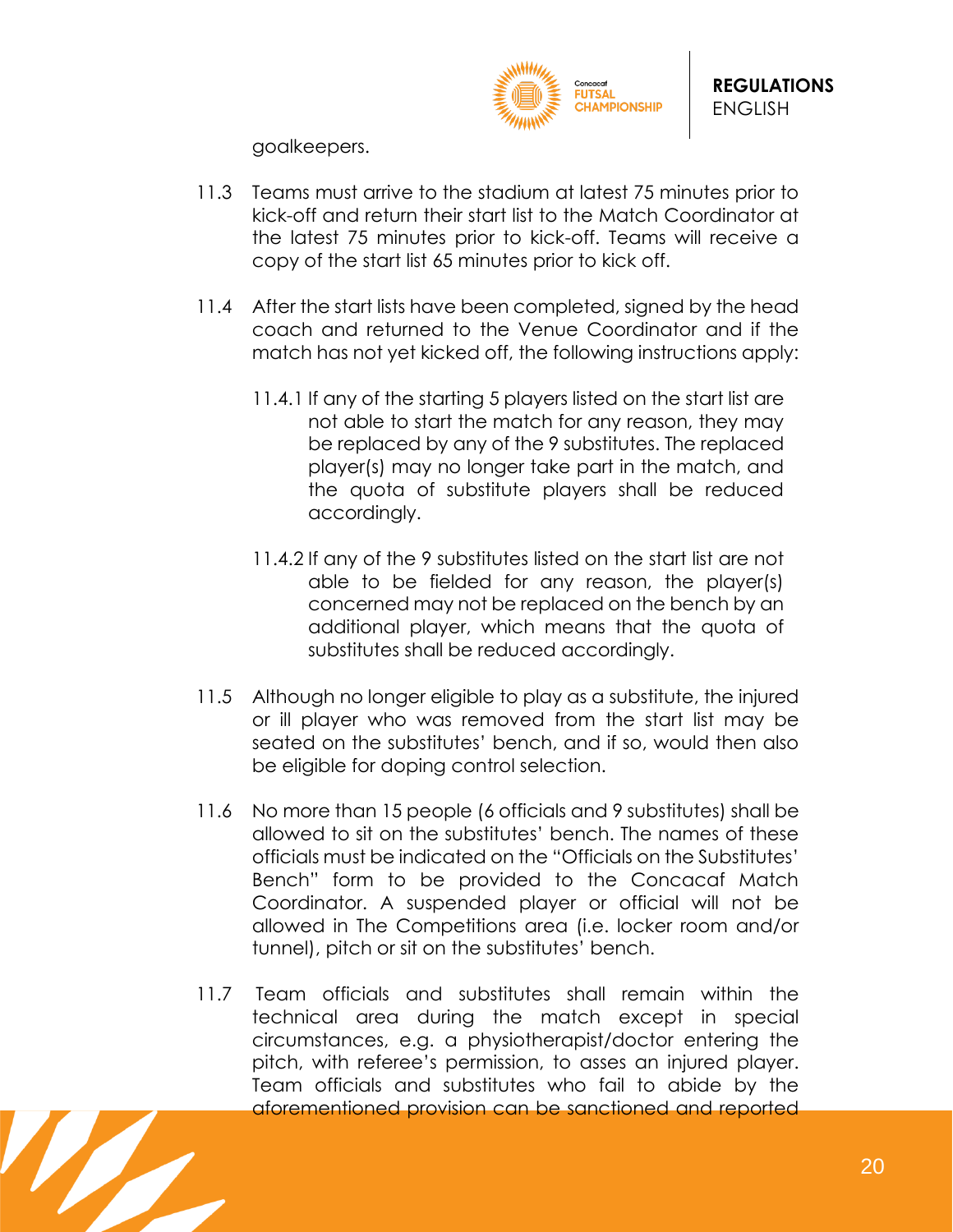goalkeepers.

11.3 Teams must arrive to the stadium at latest 75 minutes prior to kick-off and return their start list to the Match Coordinator at the latest 75 minutes prior to kick-off. Teams will receive a copy of the start list 65 minutes prior to kick off.

11.4 After the start lists have been completed, signed by the head coach and returned to the Venue Coordinator and if the match has not yet kicked off, the following instructions apply:

11.4.1 If any of the starting 5 players listed on the start list are not able to start the match for any reason, they may be replaced by any of the 9 substitutes. The replaced player(s) may no longer take part in the match, and the quota of substitute players shall be reduced accordingly.

11.4.2 If any of the 9 substitutes listed on the start list are not able to be fielded for any reason, the player(s) concerned may not be replaced on the bench by an additional player, which means that the quota of substitutes shall be reduced accordingly.

11.5 Although no longer eligible to play as a substitute, the injured or ill player who was removed from the start list may be seated on the substitutes' bench, and if so, would then also be eligible for doping control selection.

11.6 No more than 15 people (6 officials and 9 substitutes) shall be allowed to sit on the substitutes' bench. The names of these officials must be indicated on the "Officials on the Substitutes' Bench" form to be provided to the Concacaf Match Coordinator. A suspended player or official will not be allowed in The Competitions area (i.e. locker room and/or tunnel), pitch or sit on the substitutes' bench.

11.7 Team officials and substitutes shall remain within the technical area during the match except in special circumstances, e.g. a physiotherapist/doctor entering the pitch, with referee's permission, to asses an injured player. Team officials and substitutes who fail to abide by the aforementioned provision can be sanctioned and reported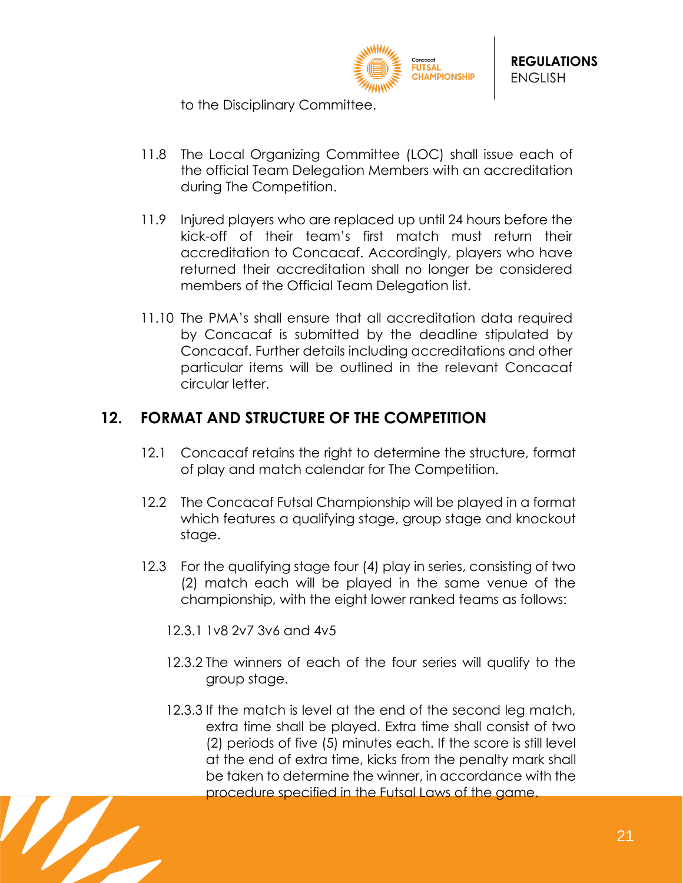to the Disciplinary Committee.

11.8 The Local Organizing Committee (LOC) shall issue each of the official Team Delegation Members with an accreditation during The Competition.

11.9 Injured players who are replaced up until 24 hours before the kick-off of their team's first match must return their accreditation to Concacaf. Accordingly, players who have returned their accreditation shall no longer be considered members of the Official Team Delegation list.

11.10 The PMA's shall ensure that all accreditation data required by Concacaf is submitted by the deadline stipulated by Concacaf. Further details including accreditations and other particular items will be outlined in the relevant Concacaf circular letter.

## 12. FORMAT AND STRUCTURE OF THE COMPETITION

12.1 Concacaf retains the right to determine the structure, format of play and match calendar for The Competition.

12.2 The Concacaf Futsal Championship will be played in a format which features a qualifying stage, group stage and knockout stage.

12.3 For the qualifying stage four (4) play in series, consisting of two (2) match each will be played in the same venue of the championship, with the eight lower ranked teams as follows:

12.3.1 1v8 2v7 3v6 and 4v5

12.3.2 The winners of each of the four series will qualify to the group stage.

12.3.3 If the match is level at the end of the second leg match, extra time shall be played. Extra time shall consist of two (2) periods of five (5) minutes each. If the score is still level at the end of extra time, kicks from the penalty mark shall be taken to determine the winner, in accordance with the procedure specified in the Futsal Laws of the game.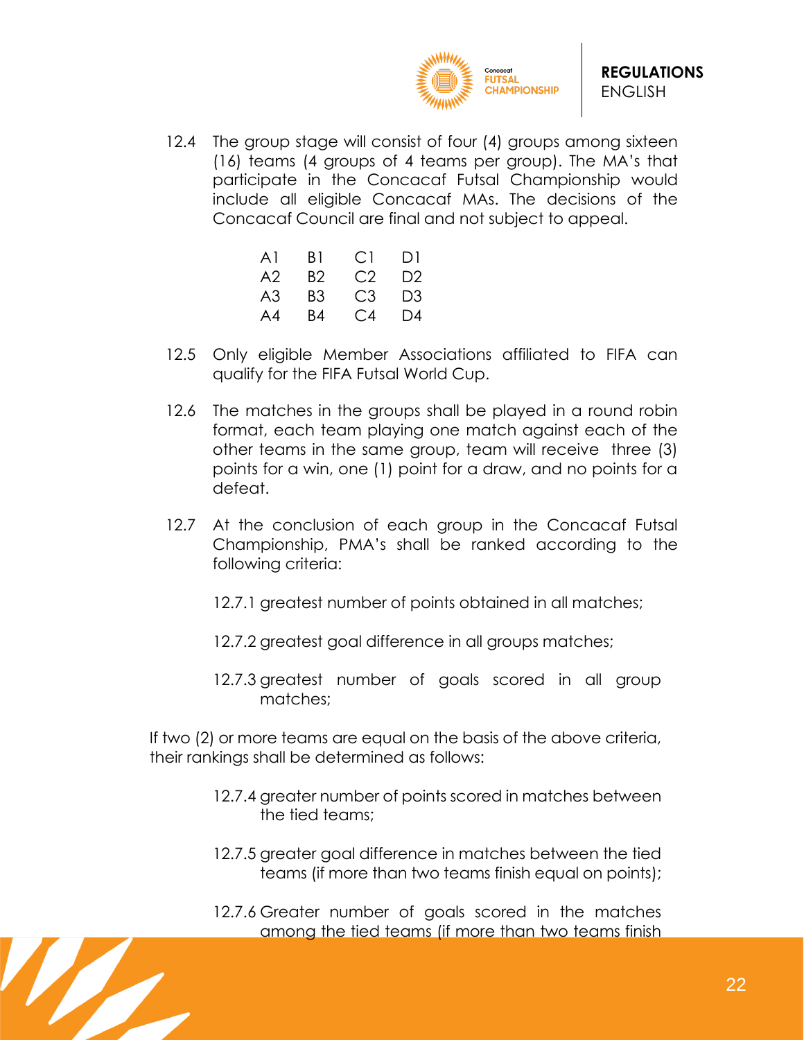12.4 The group stage will consist of four (4) groups among sixteen (16) teams (4 groups of 4 teams per group). The MA's that participate in the Concacaf Futsal Championship would include all eligible Concacaf MAs. The decisions of the Concacaf Council are final and not subject to appeal.

| | | | |
|---|---|---|---|
| A1 | B1 | C1 | D1 |
| A2 | B2 | C2 | D2 |
| A3 | B3 | C3 | D3 |
| A4 | B4 | C4 | D4 |

12.5 Only eligible Member Associations affiliated to FIFA can qualify for the FIFA Futsal World Cup.

12.6 The matches in the groups shall be played in a round robin format, each team playing one match against each of the other teams in the same group, team will receive three (3) points for a win, one (1) point for a draw, and no points for a defeat.

12.7 At the conclusion of each group in the Concacaf Futsal Championship, PMA's shall be ranked according to the following criteria:

12.7.1 greatest number of points obtained in all matches;

12.7.2 greatest goal difference in all groups matches;

12.7.3 greatest number of goals scored in all group matches;

If two (2) or more teams are equal on the basis of the above criteria, their rankings shall be determined as follows:

12.7.4 greater number of points scored in matches between the tied teams;

12.7.5 greater goal difference in matches between the tied teams (if more than two teams finish equal on points);

12.7.6 Greater number of goals scored in the matches among the tied teams (if more than two teams finish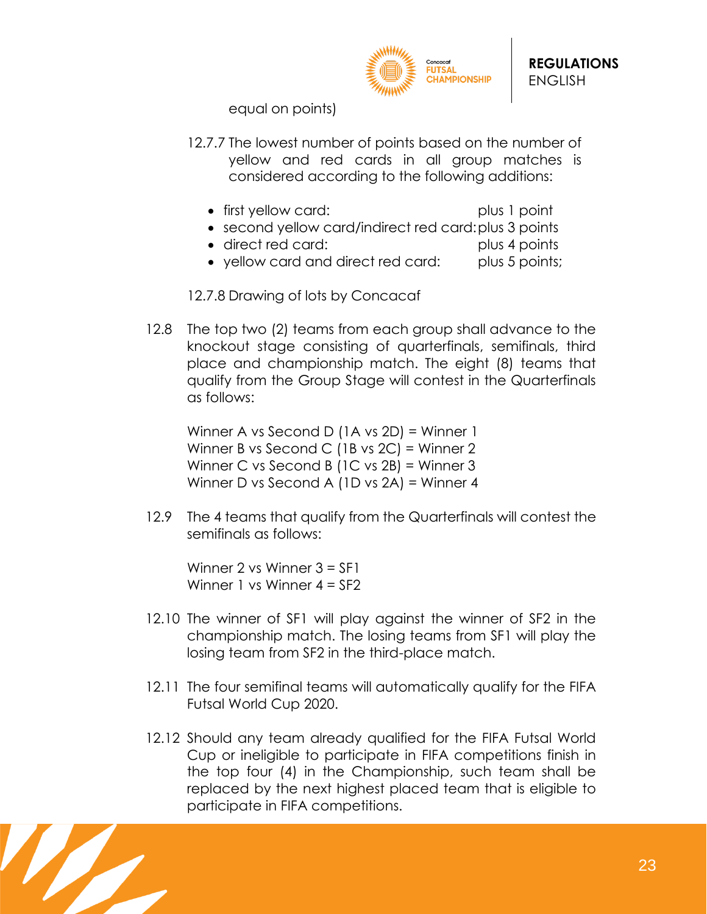equal on points)

12.7.7 The lowest number of points based on the number of yellow and red cards in all group matches is considered according to the following additions:

- first yellow card: plus 1 point
- second yellow card/indirect red card: plus 3 points
- direct red card: plus 4 points
- yellow card and direct red card: plus 5 points;

12.7.8 Drawing of lots by Concacaf

12.8 The top two (2) teams from each group shall advance to the knockout stage consisting of quarterfinals, semifinals, third place and championship match. The eight (8) teams that qualify from the Group Stage will contest in the Quarterfinals as follows:

Winner A vs Second D (1A vs 2D) = Winner 1
Winner B vs Second C (1B vs 2C) = Winner 2
Winner C vs Second B (1C vs 2B) = Winner 3
Winner D vs Second A (1D vs 2A) = Winner 4

12.9 The 4 teams that qualify from the Quarterfinals will contest the semifinals as follows:

Winner 2 vs Winner 3 = SF1
Winner 1 vs Winner 4 = SF2

12.10 The winner of SF1 will play against the winner of SF2 in the championship match. The losing teams from SF1 will play the losing team from SF2 in the third-place match.

12.11 The four semifinal teams will automatically qualify for the FIFA Futsal World Cup 2020.

12.12 Should any team already qualified for the FIFA Futsal World Cup or ineligible to participate in FIFA competitions finish in the top four (4) in the Championship, such team shall be replaced by the next highest placed team that is eligible to participate in FIFA competitions.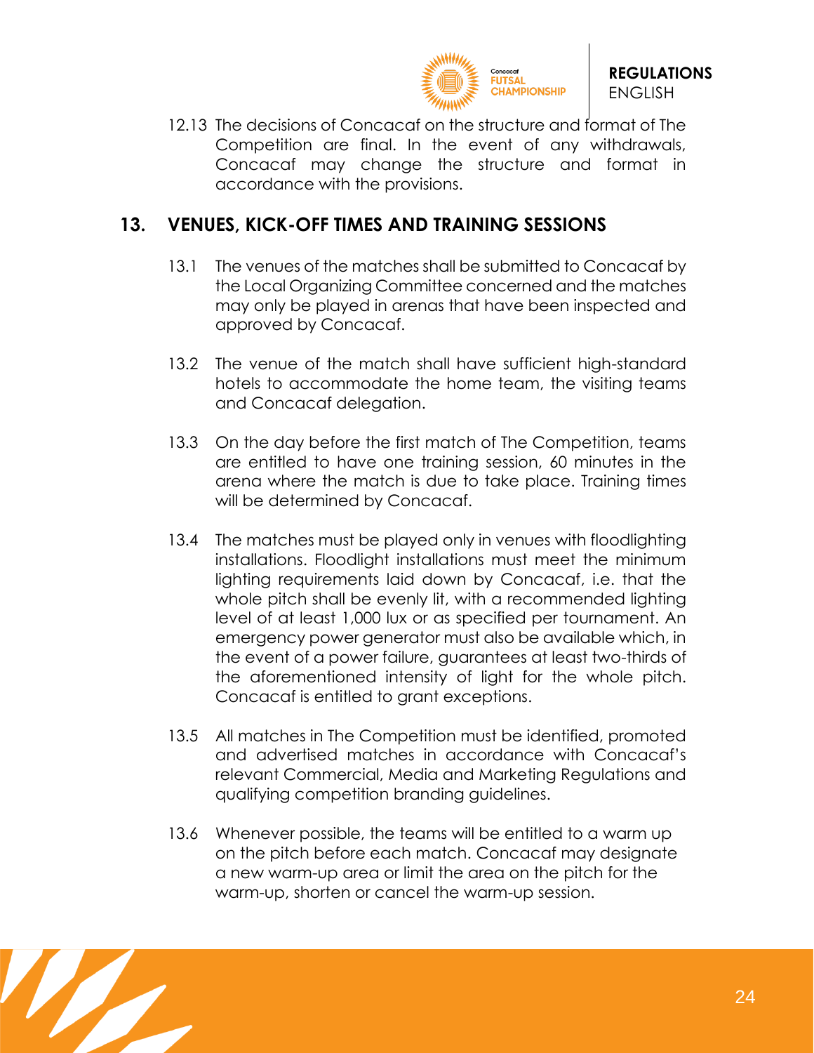12.13 The decisions of Concacaf on the structure and format of The Competition are final. In the event of any withdrawals, Concacaf may change the structure and format in accordance with the provisions.

## 13. VENUES, KICK-OFF TIMES AND TRAINING SESSIONS

13.1 The venues of the matches shall be submitted to Concacaf by the Local Organizing Committee concerned and the matches may only be played in arenas that have been inspected and approved by Concacaf.

13.2 The venue of the match shall have sufficient high-standard hotels to accommodate the home team, the visiting teams and Concacaf delegation.

13.3 On the day before the first match of The Competition, teams are entitled to have one training session, 60 minutes in the arena where the match is due to take place. Training times will be determined by Concacaf.

13.4 The matches must be played only in venues with floodlighting installations. Floodlight installations must meet the minimum lighting requirements laid down by Concacaf, i.e. that the whole pitch shall be evenly lit, with a recommended lighting level of at least 1,000 lux or as specified per tournament. An emergency power generator must also be available which, in the event of a power failure, guarantees at least two-thirds of the aforementioned intensity of light for the whole pitch. Concacaf is entitled to grant exceptions.

13.5 All matches in The Competition must be identified, promoted and advertised matches in accordance with Concacaf's relevant Commercial, Media and Marketing Regulations and qualifying competition branding guidelines.

13.6 Whenever possible, the teams will be entitled to a warm up on the pitch before each match. Concacaf may designate a new warm-up area or limit the area on the pitch for the warm-up, shorten or cancel the warm-up session.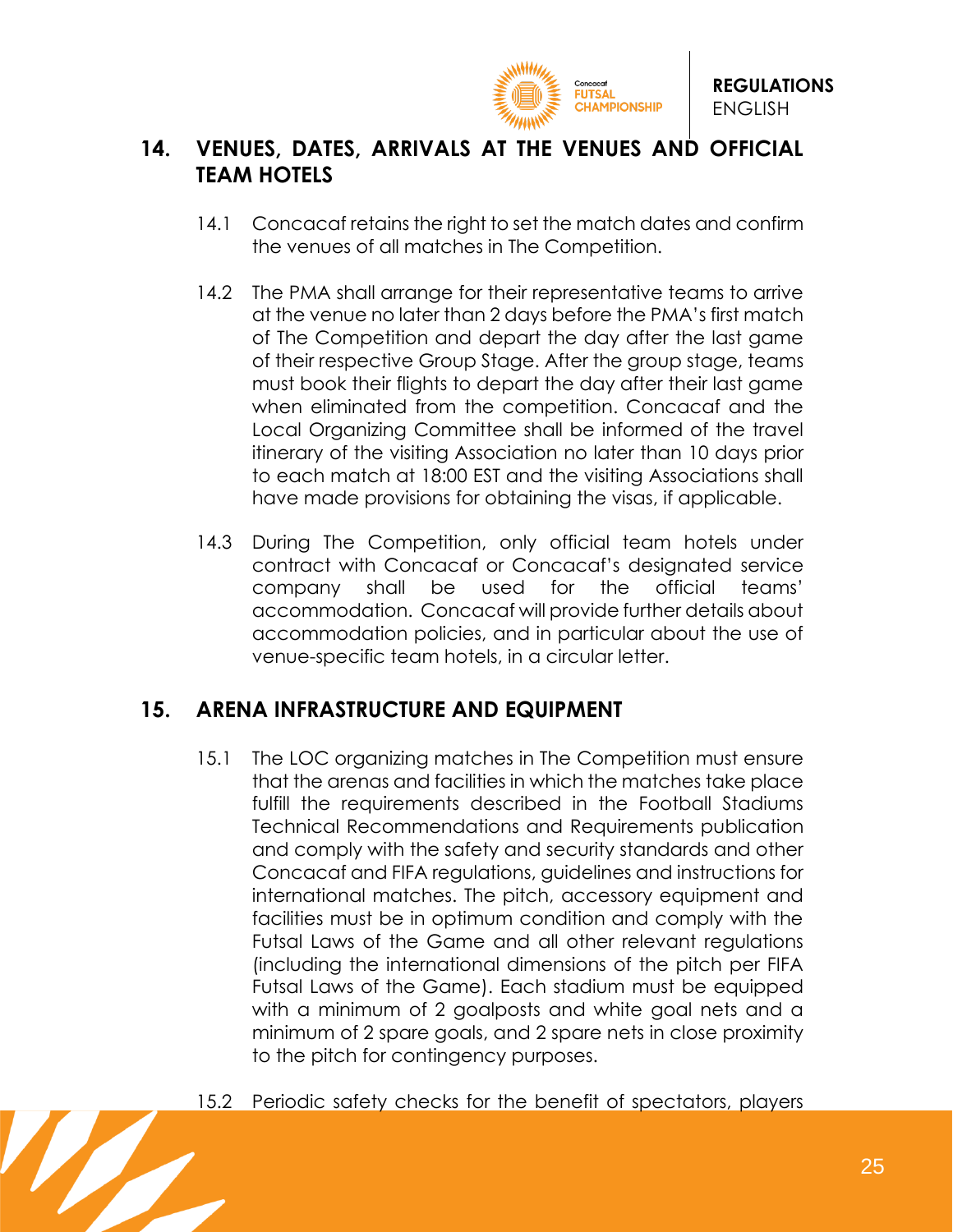## 14. VENUES, DATES, ARRIVALS AT THE VENUES AND OFFICIAL TEAM HOTELS

14.1 Concacaf retains the right to set the match dates and confirm the venues of all matches in The Competition.

14.2 The PMA shall arrange for their representative teams to arrive at the venue no later than 2 days before the PMA's first match of The Competition and depart the day after the last game of their respective Group Stage. After the group stage, teams must book their flights to depart the day after their last game when eliminated from the competition. Concacaf and the Local Organizing Committee shall be informed of the travel itinerary of the visiting Association no later than 10 days prior to each match at 18:00 EST and the visiting Associations shall have made provisions for obtaining the visas, if applicable.

14.3 During The Competition, only official team hotels under contract with Concacaf or Concacaf's designated service company shall be used for the official teams' accommodation. Concacaf will provide further details about accommodation policies, and in particular about the use of venue-specific team hotels, in a circular letter.

## 15. ARENA INFRASTRUCTURE AND EQUIPMENT

15.1 The LOC organizing matches in The Competition must ensure that the arenas and facilities in which the matches take place fulfill the requirements described in the Football Stadiums Technical Recommendations and Requirements publication and comply with the safety and security standards and other Concacaf and FIFA regulations, guidelines and instructions for international matches. The pitch, accessory equipment and facilities must be in optimum condition and comply with the Futsal Laws of the Game and all other relevant regulations (including the international dimensions of the pitch per FIFA Futsal Laws of the Game). Each stadium must be equipped with a minimum of 2 goalposts and white goal nets and a minimum of 2 spare goals, and 2 spare nets in close proximity to the pitch for contingency purposes.

15.2 Periodic safety checks for the benefit of spectators, players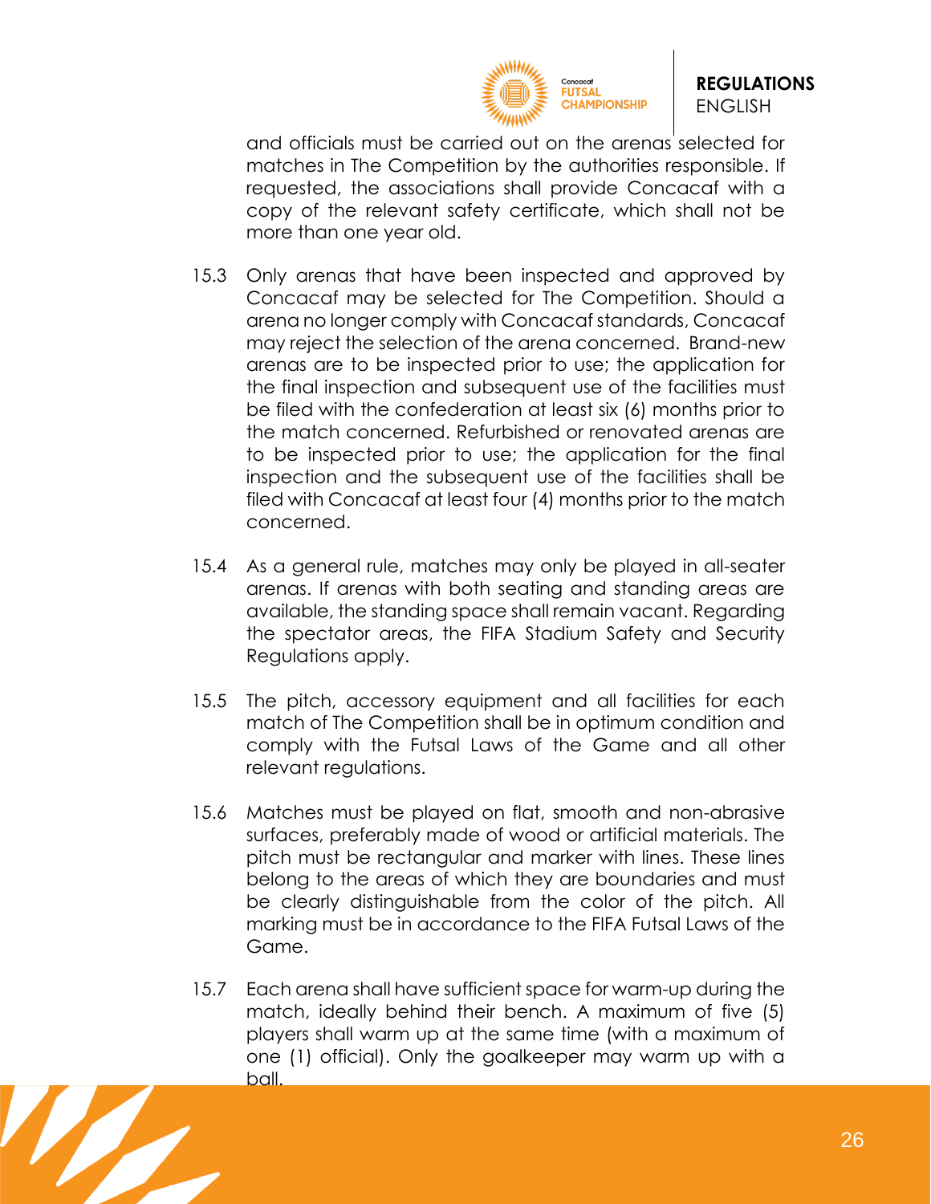and officials must be carried out on the arenas selected for matches in The Competition by the authorities responsible. If requested, the associations shall provide Concacaf with a copy of the relevant safety certificate, which shall not be more than one year old.

15.3 Only arenas that have been inspected and approved by Concacaf may be selected for The Competition. Should a arena no longer comply with Concacaf standards, Concacaf may reject the selection of the arena concerned. Brand-new arenas are to be inspected prior to use; the application for the final inspection and subsequent use of the facilities must be filed with the confederation at least six (6) months prior to the match concerned. Refurbished or renovated arenas are to be inspected prior to use; the application for the final inspection and the subsequent use of the facilities shall be filed with Concacaf at least four (4) months prior to the match concerned.

15.4 As a general rule, matches may only be played in all-seater arenas. If arenas with both seating and standing areas are available, the standing space shall remain vacant. Regarding the spectator areas, the FIFA Stadium Safety and Security Regulations apply.

15.5 The pitch, accessory equipment and all facilities for each match of The Competition shall be in optimum condition and comply with the Futsal Laws of the Game and all other relevant regulations.

15.6 Matches must be played on flat, smooth and non-abrasive surfaces, preferably made of wood or artificial materials. The pitch must be rectangular and marker with lines. These lines belong to the areas of which they are boundaries and must be clearly distinguishable from the color of the pitch. All marking must be in accordance to the FIFA Futsal Laws of the Game.

15.7 Each arena shall have sufficient space for warm-up during the match, ideally behind their bench. A maximum of five (5) players shall warm up at the same time (with a maximum of one (1) official). Only the goalkeeper may warm up with a ball.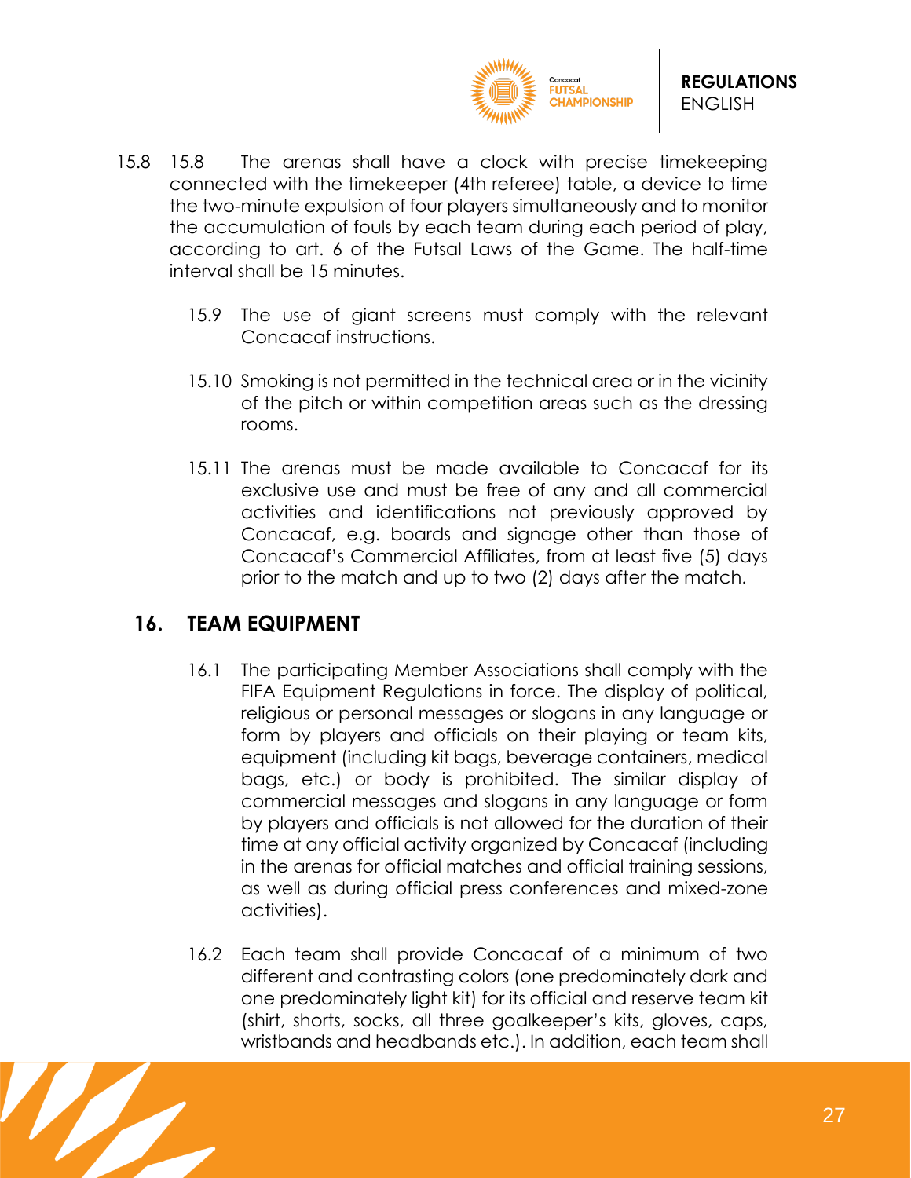15.8 15.8 The arenas shall have a clock with precise timekeeping connected with the timekeeper (4th referee) table, a device to time the two-minute expulsion of four players simultaneously and to monitor the accumulation of fouls by each team during each period of play, according to art. 6 of the Futsal Laws of the Game. The half-time interval shall be 15 minutes.

15.9 The use of giant screens must comply with the relevant Concacaf instructions.

15.10 Smoking is not permitted in the technical area or in the vicinity of the pitch or within competition areas such as the dressing rooms.

15.11 The arenas must be made available to Concacaf for its exclusive use and must be free of any and all commercial activities and identifications not previously approved by Concacaf, e.g. boards and signage other than those of Concacaf's Commercial Affiliates, from at least five (5) days prior to the match and up to two (2) days after the match.

## 16. TEAM EQUIPMENT

16.1 The participating Member Associations shall comply with the FIFA Equipment Regulations in force. The display of political, religious or personal messages or slogans in any language or form by players and officials on their playing or team kits, equipment (including kit bags, beverage containers, medical bags, etc.) or body is prohibited. The similar display of commercial messages and slogans in any language or form by players and officials is not allowed for the duration of their time at any official activity organized by Concacaf (including in the arenas for official matches and official training sessions, as well as during official press conferences and mixed-zone activities).

16.2 Each team shall provide Concacaf of a minimum of two different and contrasting colors (one predominately dark and one predominately light kit) for its official and reserve team kit (shirt, shorts, socks, all three goalkeeper's kits, gloves, caps, wristbands and headbands etc.). In addition, each team shall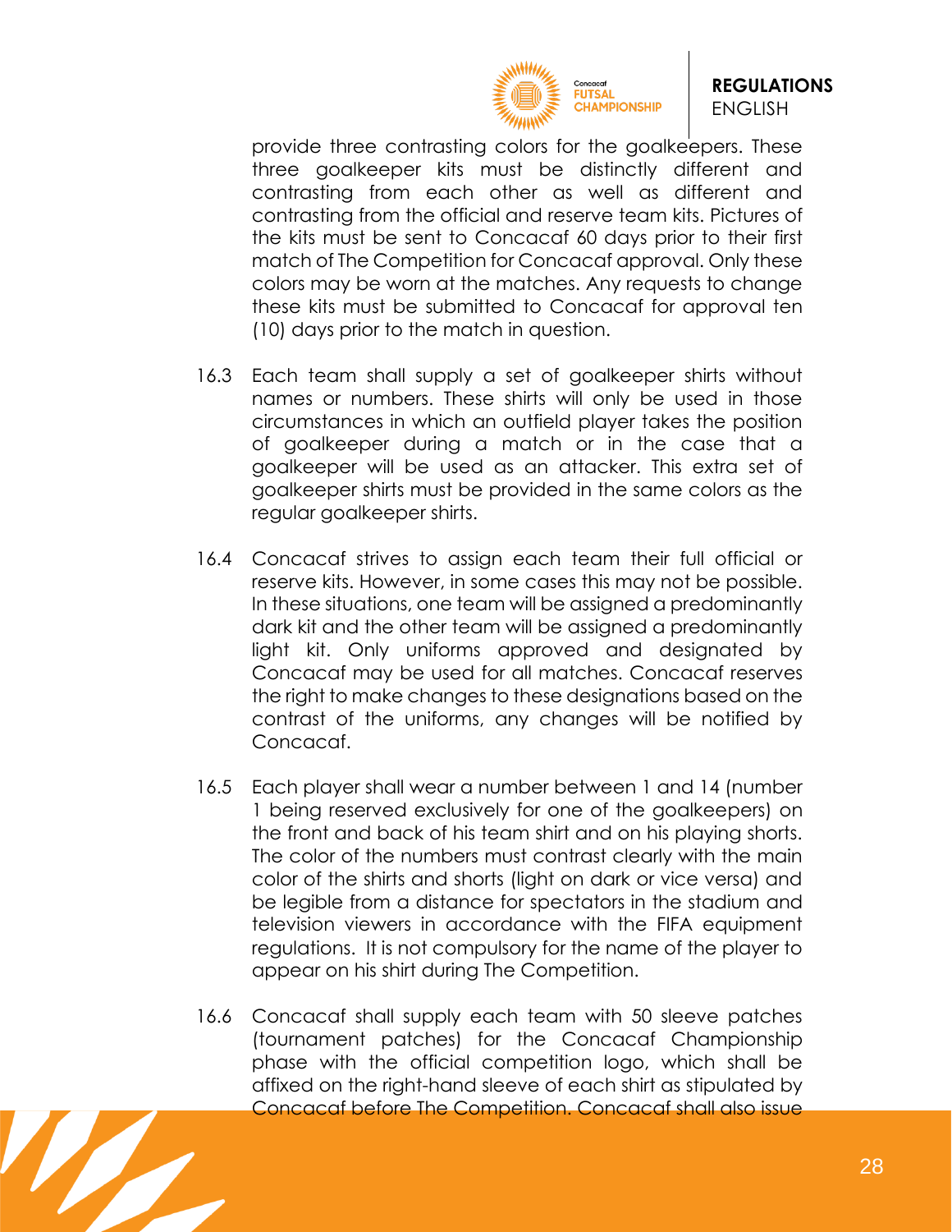provide three contrasting colors for the goalkeepers. These three goalkeeper kits must be distinctly different and contrasting from each other as well as different and contrasting from the official and reserve team kits. Pictures of the kits must be sent to Concacaf 60 days prior to their first match of The Competition for Concacaf approval. Only these colors may be worn at the matches. Any requests to change these kits must be submitted to Concacaf for approval ten (10) days prior to the match in question.

16.3 Each team shall supply a set of goalkeeper shirts without names or numbers. These shirts will only be used in those circumstances in which an outfield player takes the position of goalkeeper during a match or in the case that a goalkeeper will be used as an attacker. This extra set of goalkeeper shirts must be provided in the same colors as the regular goalkeeper shirts.

16.4 Concacaf strives to assign each team their full official or reserve kits. However, in some cases this may not be possible. In these situations, one team will be assigned a predominantly dark kit and the other team will be assigned a predominantly light kit. Only uniforms approved and designated by Concacaf may be used for all matches. Concacaf reserves the right to make changes to these designations based on the contrast of the uniforms, any changes will be notified by Concacaf.

16.5 Each player shall wear a number between 1 and 14 (number 1 being reserved exclusively for one of the goalkeepers) on the front and back of his team shirt and on his playing shorts. The color of the numbers must contrast clearly with the main color of the shirts and shorts (light on dark or vice versa) and be legible from a distance for spectators in the stadium and television viewers in accordance with the FIFA equipment regulations. It is not compulsory for the name of the player to appear on his shirt during The Competition.

16.6 Concacaf shall supply each team with 50 sleeve patches (tournament patches) for the Concacaf Championship phase with the official competition logo, which shall be affixed on the right-hand sleeve of each shirt as stipulated by Concacaf before The Competition. Concacaf shall also issue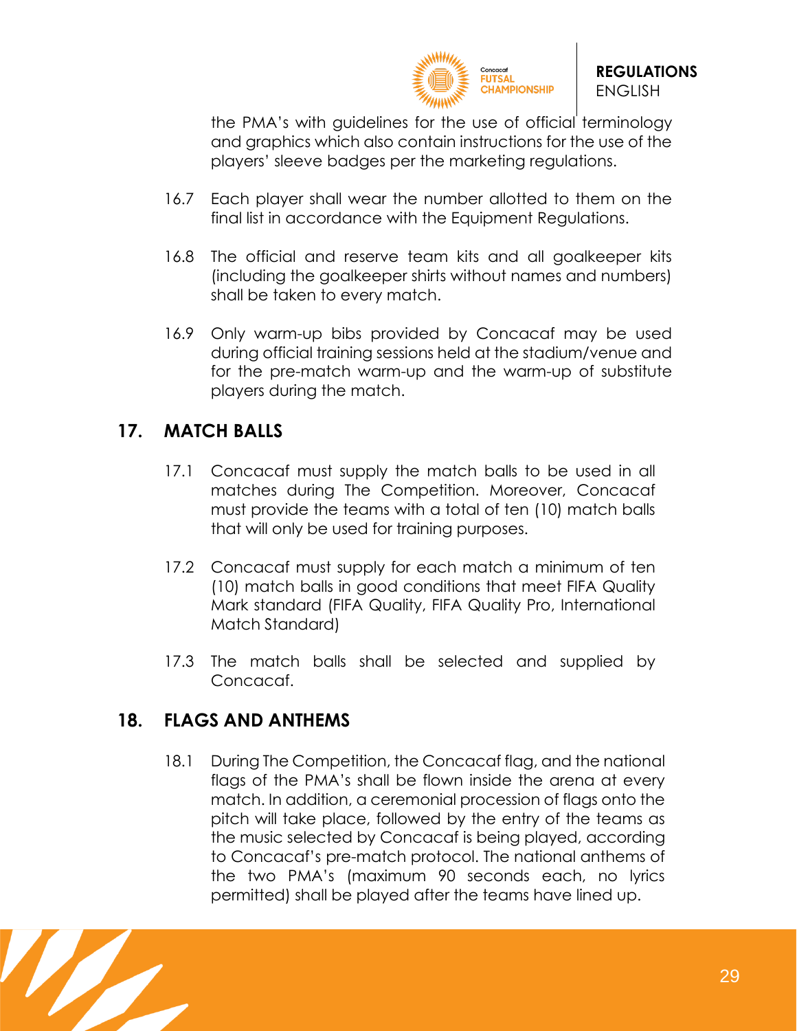the PMA's with guidelines for the use of official terminology and graphics which also contain instructions for the use of the players' sleeve badges per the marketing regulations.

16.7 Each player shall wear the number allotted to them on the final list in accordance with the Equipment Regulations.

16.8 The official and reserve team kits and all goalkeeper kits (including the goalkeeper shirts without names and numbers) shall be taken to every match.

16.9 Only warm-up bibs provided by Concacaf may be used during official training sessions held at the stadium/venue and for the pre-match warm-up and the warm-up of substitute players during the match.

## 17. MATCH BALLS

17.1 Concacaf must supply the match balls to be used in all matches during The Competition. Moreover, Concacaf must provide the teams with a total of ten (10) match balls that will only be used for training purposes.

17.2 Concacaf must supply for each match a minimum of ten (10) match balls in good conditions that meet FIFA Quality Mark standard (FIFA Quality, FIFA Quality Pro, International Match Standard)

17.3 The match balls shall be selected and supplied by Concacaf.

## 18. FLAGS AND ANTHEMS

18.1 During The Competition, the Concacaf flag, and the national flags of the PMA's shall be flown inside the arena at every match. In addition, a ceremonial procession of flags onto the pitch will take place, followed by the entry of the teams as the music selected by Concacaf is being played, according to Concacaf's pre-match protocol. The national anthems of the two PMA's (maximum 90 seconds each, no lyrics permitted) shall be played after the teams have lined up.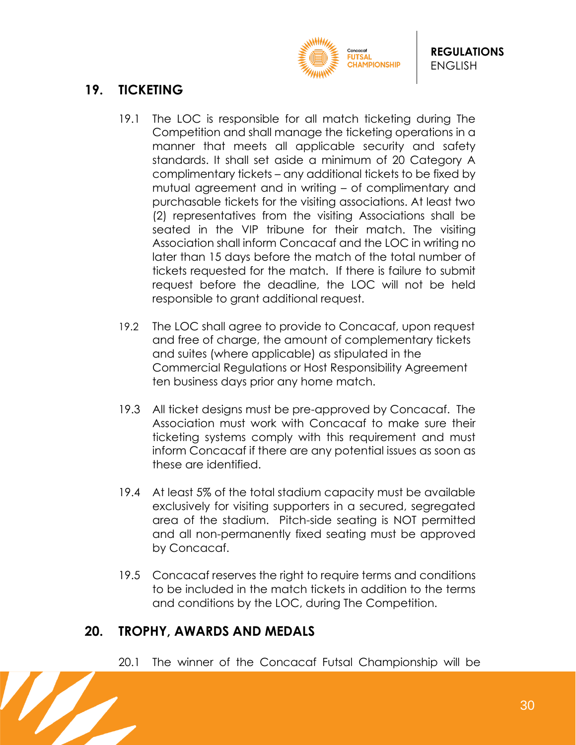## 19. TICKETING

19.1 The LOC is responsible for all match ticketing during The Competition and shall manage the ticketing operations in a manner that meets all applicable security and safety standards. It shall set aside a minimum of 20 Category A complimentary tickets – any additional tickets to be fixed by mutual agreement and in writing – of complimentary and purchasable tickets for the visiting associations. At least two (2) representatives from the visiting Associations shall be seated in the VIP tribune for their match. The visiting Association shall inform Concacaf and the LOC in writing no later than 15 days before the match of the total number of tickets requested for the match. If there is failure to submit request before the deadline, the LOC will not be held responsible to grant additional request.

19.2 The LOC shall agree to provide to Concacaf, upon request and free of charge, the amount of complementary tickets and suites (where applicable) as stipulated in the Commercial Regulations or Host Responsibility Agreement ten business days prior any home match.

19.3 All ticket designs must be pre-approved by Concacaf. The Association must work with Concacaf to make sure their ticketing systems comply with this requirement and must inform Concacaf if there are any potential issues as soon as these are identified.

19.4 At least 5% of the total stadium capacity must be available exclusively for visiting supporters in a secured, segregated area of the stadium. Pitch-side seating is NOT permitted and all non-permanently fixed seating must be approved by Concacaf.

19.5 Concacaf reserves the right to require terms and conditions to be included in the match tickets in addition to the terms and conditions by the LOC, during The Competition.

## 20. TROPHY, AWARDS AND MEDALS

20.1 The winner of the Concacaf Futsal Championship will be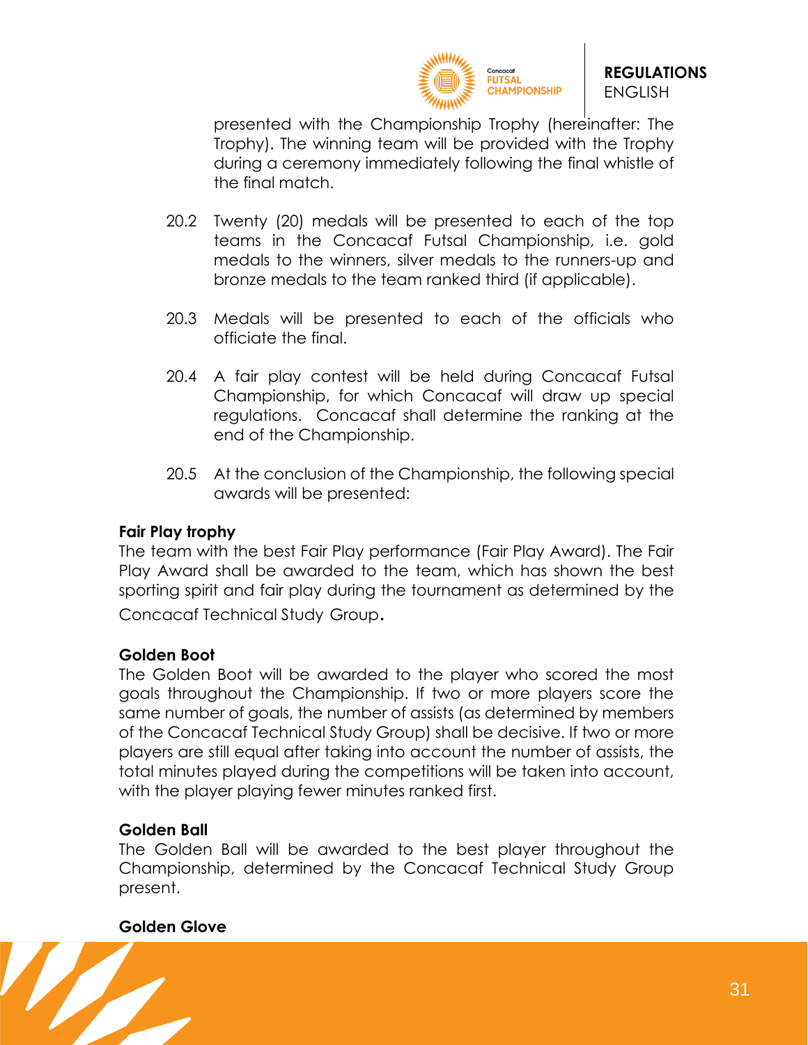presented with the Championship Trophy (hereinafter: The Trophy). The winning team will be provided with the Trophy during a ceremony immediately following the final whistle of the final match.

20.2 Twenty (20) medals will be presented to each of the top teams in the Concacaf Futsal Championship, i.e. gold medals to the winners, silver medals to the runners-up and bronze medals to the team ranked third (if applicable).

20.3 Medals will be presented to each of the officials who officiate the final.

20.4 A fair play contest will be held during Concacaf Futsal Championship, for which Concacaf will draw up special regulations. Concacaf shall determine the ranking at the end of the Championship.

20.5 At the conclusion of the Championship, the following special awards will be presented:

**Fair Play trophy**
The team with the best Fair Play performance (Fair Play Award). The Fair Play Award shall be awarded to the team, which has shown the best sporting spirit and fair play during the tournament as determined by the Concacaf Technical Study Group.

**Golden Boot**
The Golden Boot will be awarded to the player who scored the most goals throughout the Championship. If two or more players score the same number of goals, the number of assists (as determined by members of the Concacaf Technical Study Group) shall be decisive. If two or more players are still equal after taking into account the number of assists, the total minutes played during the competitions will be taken into account, with the player playing fewer minutes ranked first.

**Golden Ball**
The Golden Ball will be awarded to the best player throughout the Championship, determined by the Concacaf Technical Study Group present.

**Golden Glove**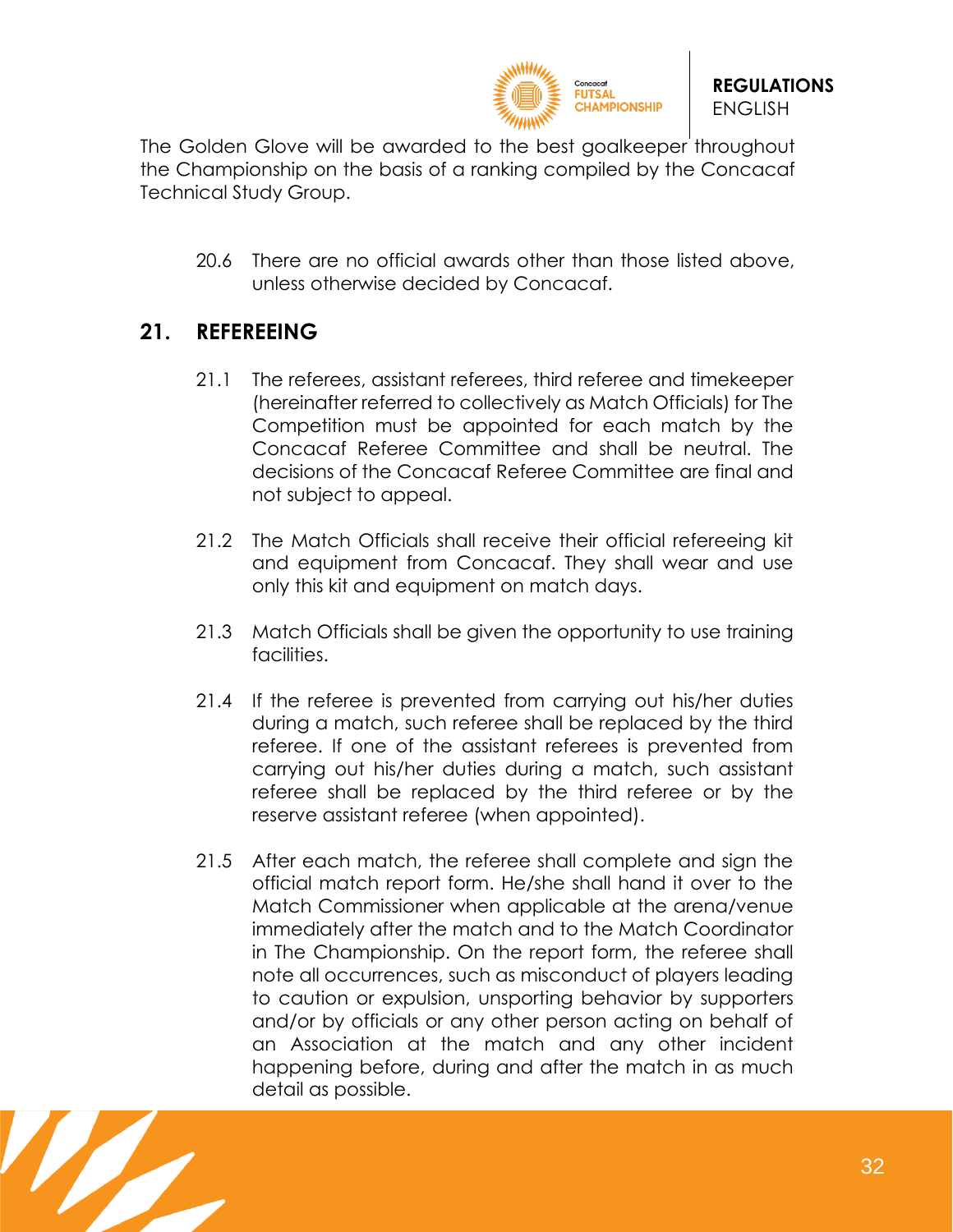The Golden Glove will be awarded to the best goalkeeper throughout the Championship on the basis of a ranking compiled by the Concacaf Technical Study Group.

20.6 There are no official awards other than those listed above, unless otherwise decided by Concacaf.

## 21. REFEREEING

21.1 The referees, assistant referees, third referee and timekeeper (hereinafter referred to collectively as Match Officials) for The Competition must be appointed for each match by the Concacaf Referee Committee and shall be neutral. The decisions of the Concacaf Referee Committee are final and not subject to appeal.

21.2 The Match Officials shall receive their official refereeing kit and equipment from Concacaf. They shall wear and use only this kit and equipment on match days.

21.3 Match Officials shall be given the opportunity to use training facilities.

21.4 If the referee is prevented from carrying out his/her duties during a match, such referee shall be replaced by the third referee. If one of the assistant referees is prevented from carrying out his/her duties during a match, such assistant referee shall be replaced by the third referee or by the reserve assistant referee (when appointed).

21.5 After each match, the referee shall complete and sign the official match report form. He/she shall hand it over to the Match Commissioner when applicable at the arena/venue immediately after the match and to the Match Coordinator in The Championship. On the report form, the referee shall note all occurrences, such as misconduct of players leading to caution or expulsion, unsporting behavior by supporters and/or by officials or any other person acting on behalf of an Association at the match and any other incident happening before, during and after the match in as much detail as possible.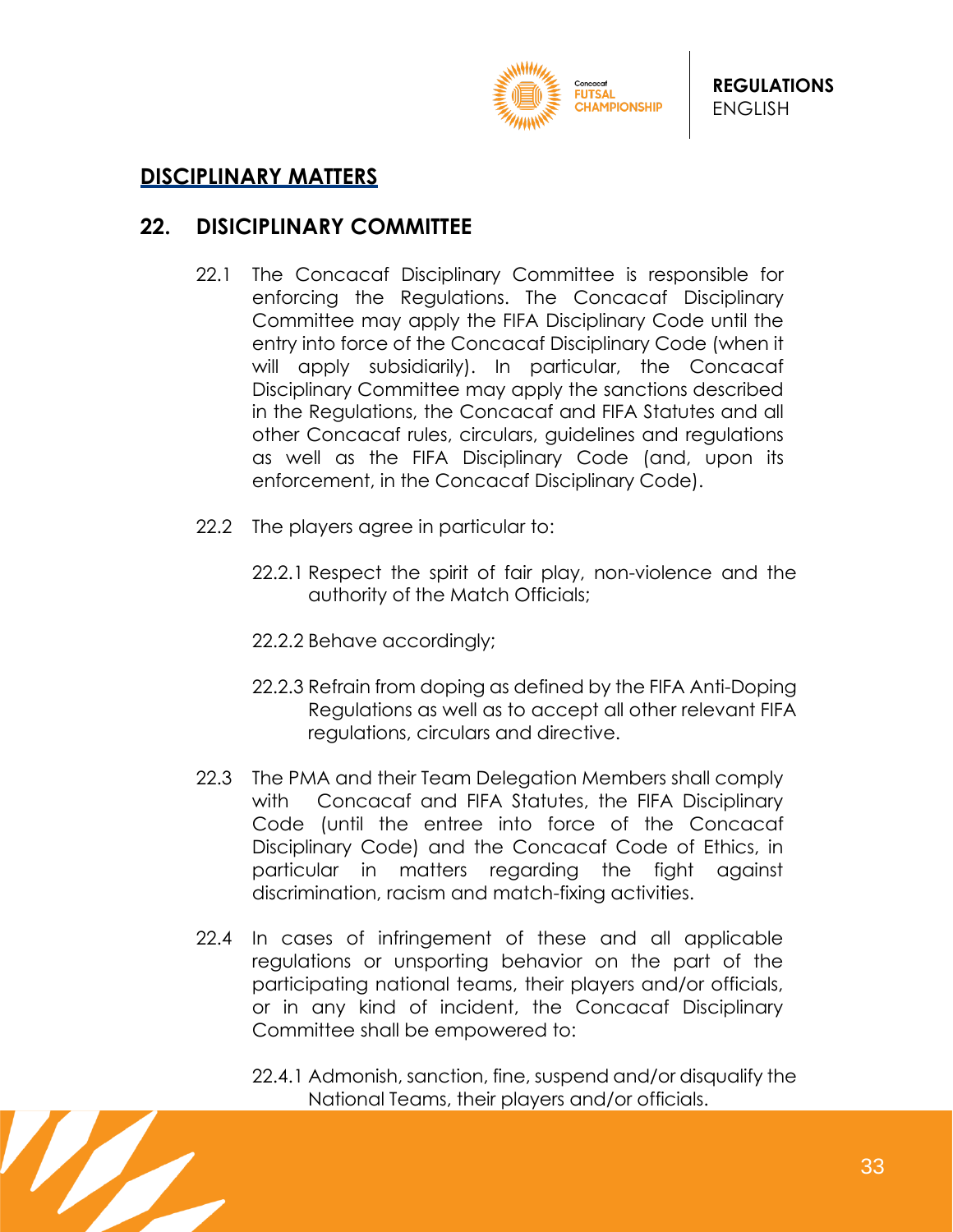## DISCIPLINARY MATTERS

## 22. DISICIPLINARY COMMITTEE

22.1 The Concacaf Disciplinary Committee is responsible for enforcing the Regulations. The Concacaf Disciplinary Committee may apply the FIFA Disciplinary Code until the entry into force of the Concacaf Disciplinary Code (when it will apply subsidiarily). In particular, the Concacaf Disciplinary Committee may apply the sanctions described in the Regulations, the Concacaf and FIFA Statutes and all other Concacaf rules, circulars, guidelines and regulations as well as the FIFA Disciplinary Code (and, upon its enforcement, in the Concacaf Disciplinary Code).

22.2 The players agree in particular to:

22.2.1 Respect the spirit of fair play, non-violence and the authority of the Match Officials;

22.2.2 Behave accordingly;

22.2.3 Refrain from doping as defined by the FIFA Anti-Doping Regulations as well as to accept all other relevant FIFA regulations, circulars and directive.

22.3 The PMA and their Team Delegation Members shall comply with Concacaf and FIFA Statutes, the FIFA Disciplinary Code (until the entree into force of the Concacaf Disciplinary Code) and the Concacaf Code of Ethics, in particular in matters regarding the fight against discrimination, racism and match-fixing activities.

22.4 In cases of infringement of these and all applicable regulations or unsporting behavior on the part of the participating national teams, their players and/or officials, or in any kind of incident, the Concacaf Disciplinary Committee shall be empowered to:

22.4.1 Admonish, sanction, fine, suspend and/or disqualify the National Teams, their players and/or officials.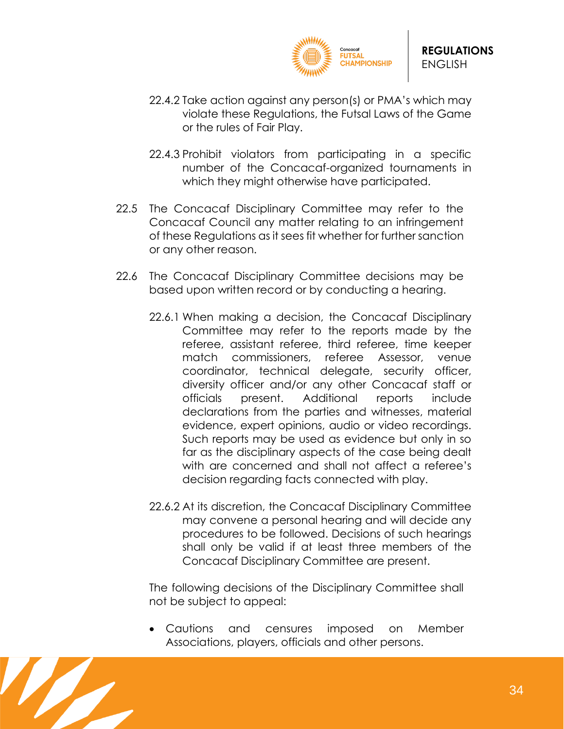22.4.2 Take action against any person(s) or PMA's which may violate these Regulations, the Futsal Laws of the Game or the rules of Fair Play.

22.4.3 Prohibit violators from participating in a specific number of the Concacaf-organized tournaments in which they might otherwise have participated.

22.5 The Concacaf Disciplinary Committee may refer to the Concacaf Council any matter relating to an infringement of these Regulations as it sees fit whether for further sanction or any other reason.

22.6 The Concacaf Disciplinary Committee decisions may be based upon written record or by conducting a hearing.

22.6.1 When making a decision, the Concacaf Disciplinary Committee may refer to the reports made by the referee, assistant referee, third referee, time keeper match commissioners, referee Assessor, venue coordinator, technical delegate, security officer, diversity officer and/or any other Concacaf staff or officials present. Additional reports include declarations from the parties and witnesses, material evidence, expert opinions, audio or video recordings. Such reports may be used as evidence but only in so far as the disciplinary aspects of the case being dealt with are concerned and shall not affect a referee's decision regarding facts connected with play.

22.6.2 At its discretion, the Concacaf Disciplinary Committee may convene a personal hearing and will decide any procedures to be followed. Decisions of such hearings shall only be valid if at least three members of the Concacaf Disciplinary Committee are present.

The following decisions of the Disciplinary Committee shall not be subject to appeal:

- Cautions and censures imposed on Member Associations, players, officials and other persons.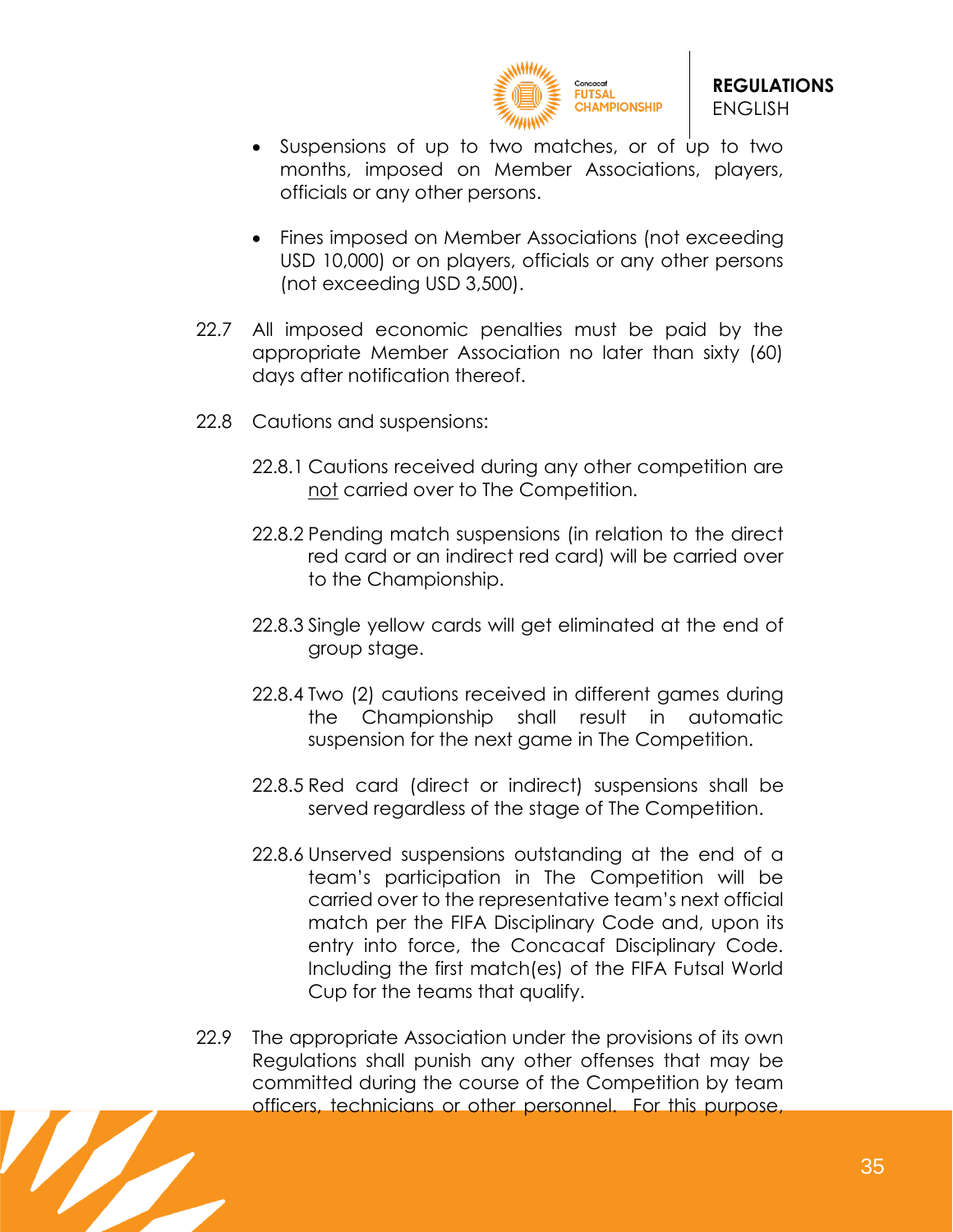- Suspensions of up to two matches, or of up to two months, imposed on Member Associations, players, officials or any other persons.

- Fines imposed on Member Associations (not exceeding USD 10,000) or on players, officials or any other persons (not exceeding USD 3,500).

22.7 All imposed economic penalties must be paid by the appropriate Member Association no later than sixty (60) days after notification thereof.

22.8 Cautions and suspensions:

22.8.1 Cautions received during any other competition are <u>not</u> carried over to The Competition.

22.8.2 Pending match suspensions (in relation to the direct red card or an indirect red card) will be carried over to the Championship.

22.8.3 Single yellow cards will get eliminated at the end of group stage.

22.8.4 Two (2) cautions received in different games during the Championship shall result in automatic suspension for the next game in The Competition.

22.8.5 Red card (direct or indirect) suspensions shall be served regardless of the stage of The Competition.

22.8.6 Unserved suspensions outstanding at the end of a team's participation in The Competition will be carried over to the representative team's next official match per the FIFA Disciplinary Code and, upon its entry into force, the Concacaf Disciplinary Code. Including the first match(es) of the FIFA Futsal World Cup for the teams that qualify.

22.9 The appropriate Association under the provisions of its own Regulations shall punish any other offenses that may be committed during the course of the Competition by team officers, technicians or other personnel. For this purpose,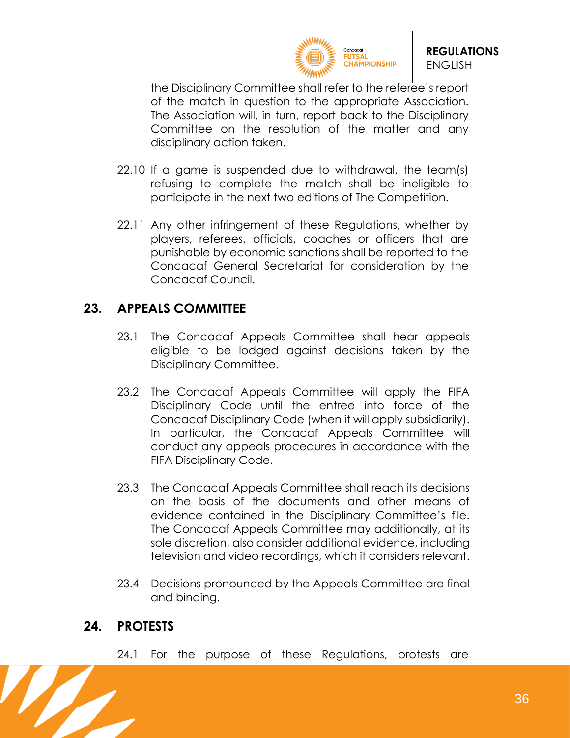the Disciplinary Committee shall refer to the referee's report of the match in question to the appropriate Association. The Association will, in turn, report back to the Disciplinary Committee on the resolution of the matter and any disciplinary action taken.

22.10 If a game is suspended due to withdrawal, the team(s) refusing to complete the match shall be ineligible to participate in the next two editions of The Competition.

22.11 Any other infringement of these Regulations, whether by players, referees, officials, coaches or officers that are punishable by economic sanctions shall be reported to the Concacaf General Secretariat for consideration by the Concacaf Council.

## 23. APPEALS COMMITTEE

23.1 The Concacaf Appeals Committee shall hear appeals eligible to be lodged against decisions taken by the Disciplinary Committee.

23.2 The Concacaf Appeals Committee will apply the FIFA Disciplinary Code until the entree into force of the Concacaf Disciplinary Code (when it will apply subsidiarily). In particular, the Concacaf Appeals Committee will conduct any appeals procedures in accordance with the FIFA Disciplinary Code.

23.3 The Concacaf Appeals Committee shall reach its decisions on the basis of the documents and other means of evidence contained in the Disciplinary Committee's file. The Concacaf Appeals Committee may additionally, at its sole discretion, also consider additional evidence, including television and video recordings, which it considers relevant.

23.4 Decisions pronounced by the Appeals Committee are final and binding.

## 24. PROTESTS

24.1 For the purpose of these Regulations, protests are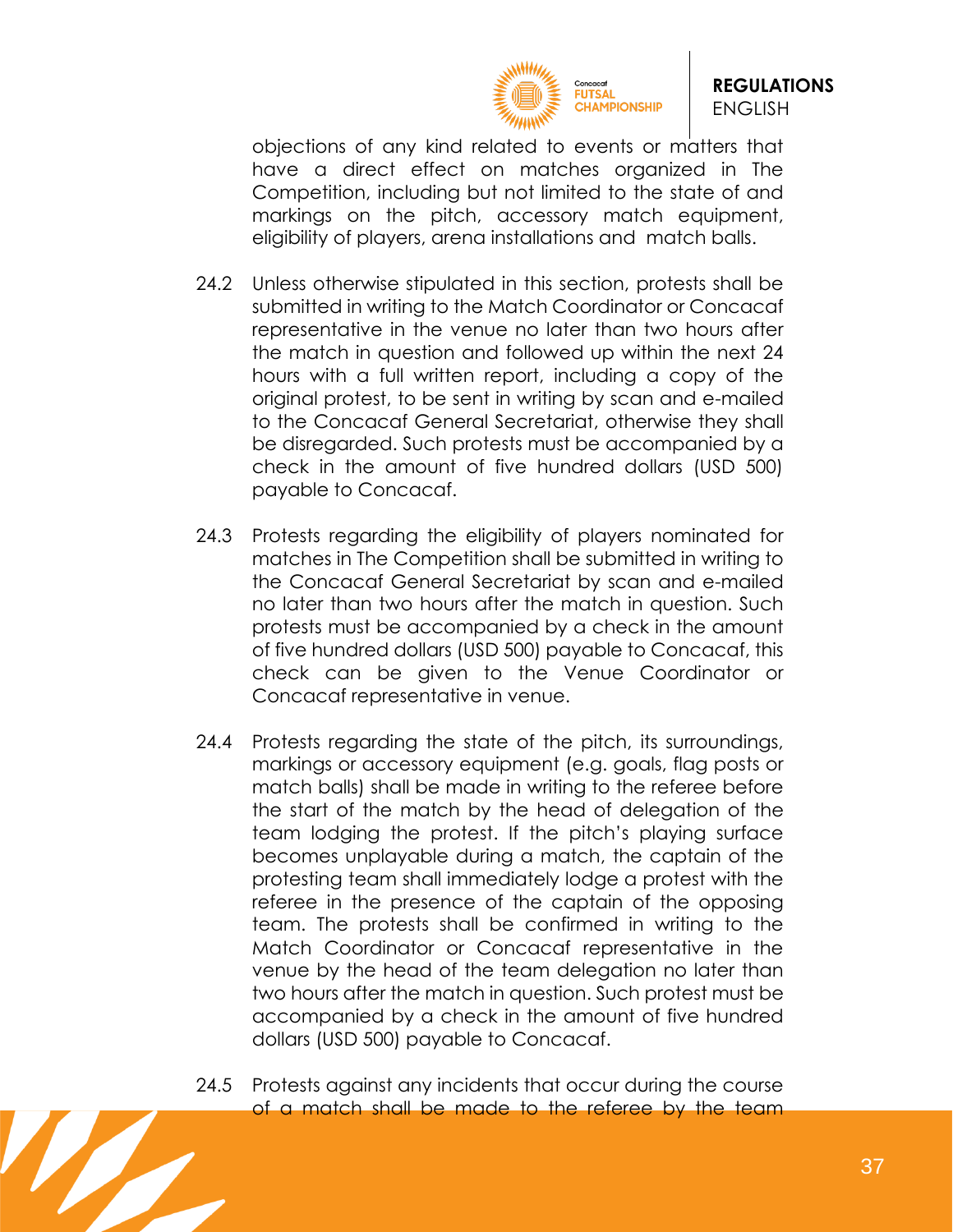objections of any kind related to events or matters that have a direct effect on matches organized in The Competition, including but not limited to the state of and markings on the pitch, accessory match equipment, eligibility of players, arena installations and match balls.

24.2 Unless otherwise stipulated in this section, protests shall be submitted in writing to the Match Coordinator or Concacaf representative in the venue no later than two hours after the match in question and followed up within the next 24 hours with a full written report, including a copy of the original protest, to be sent in writing by scan and e-mailed to the Concacaf General Secretariat, otherwise they shall be disregarded. Such protests must be accompanied by a check in the amount of five hundred dollars (USD 500) payable to Concacaf.

24.3 Protests regarding the eligibility of players nominated for matches in The Competition shall be submitted in writing to the Concacaf General Secretariat by scan and e-mailed no later than two hours after the match in question. Such protests must be accompanied by a check in the amount of five hundred dollars (USD 500) payable to Concacaf, this check can be given to the Venue Coordinator or Concacaf representative in venue.

24.4 Protests regarding the state of the pitch, its surroundings, markings or accessory equipment (e.g. goals, flag posts or match balls) shall be made in writing to the referee before the start of the match by the head of delegation of the team lodging the protest. If the pitch's playing surface becomes unplayable during a match, the captain of the protesting team shall immediately lodge a protest with the referee in the presence of the captain of the opposing team. The protests shall be confirmed in writing to the Match Coordinator or Concacaf representative in the venue by the head of the team delegation no later than two hours after the match in question. Such protest must be accompanied by a check in the amount of five hundred dollars (USD 500) payable to Concacaf.

24.5 Protests against any incidents that occur during the course of a match shall be made to the referee by the team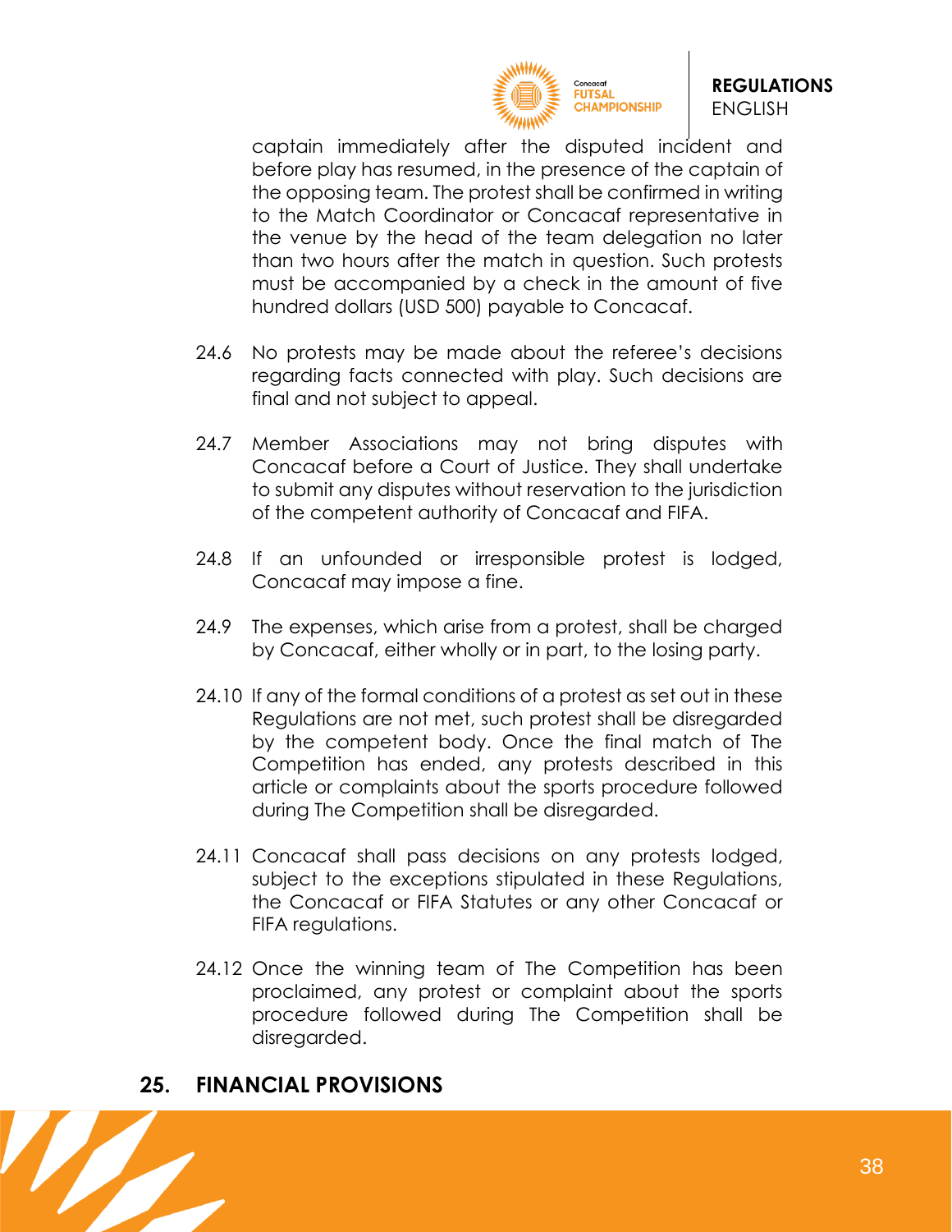captain immediately after the disputed incident and before play has resumed, in the presence of the captain of the opposing team. The protest shall be confirmed in writing to the Match Coordinator or Concacaf representative in the venue by the head of the team delegation no later than two hours after the match in question. Such protests must be accompanied by a check in the amount of five hundred dollars (USD 500) payable to Concacaf.

24.6 No protests may be made about the referee's decisions regarding facts connected with play. Such decisions are final and not subject to appeal.

24.7 Member Associations may not bring disputes with Concacaf before a Court of Justice. They shall undertake to submit any disputes without reservation to the jurisdiction of the competent authority of Concacaf and FIFA.

24.8 If an unfounded or irresponsible protest is lodged, Concacaf may impose a fine.

24.9 The expenses, which arise from a protest, shall be charged by Concacaf, either wholly or in part, to the losing party.

24.10 If any of the formal conditions of a protest as set out in these Regulations are not met, such protest shall be disregarded by the competent body. Once the final match of The Competition has ended, any protests described in this article or complaints about the sports procedure followed during The Competition shall be disregarded.

24.11 Concacaf shall pass decisions on any protests lodged, subject to the exceptions stipulated in these Regulations, the Concacaf or FIFA Statutes or any other Concacaf or FIFA regulations.

24.12 Once the winning team of The Competition has been proclaimed, any protest or complaint about the sports procedure followed during The Competition shall be disregarded.

## 25. FINANCIAL PROVISIONS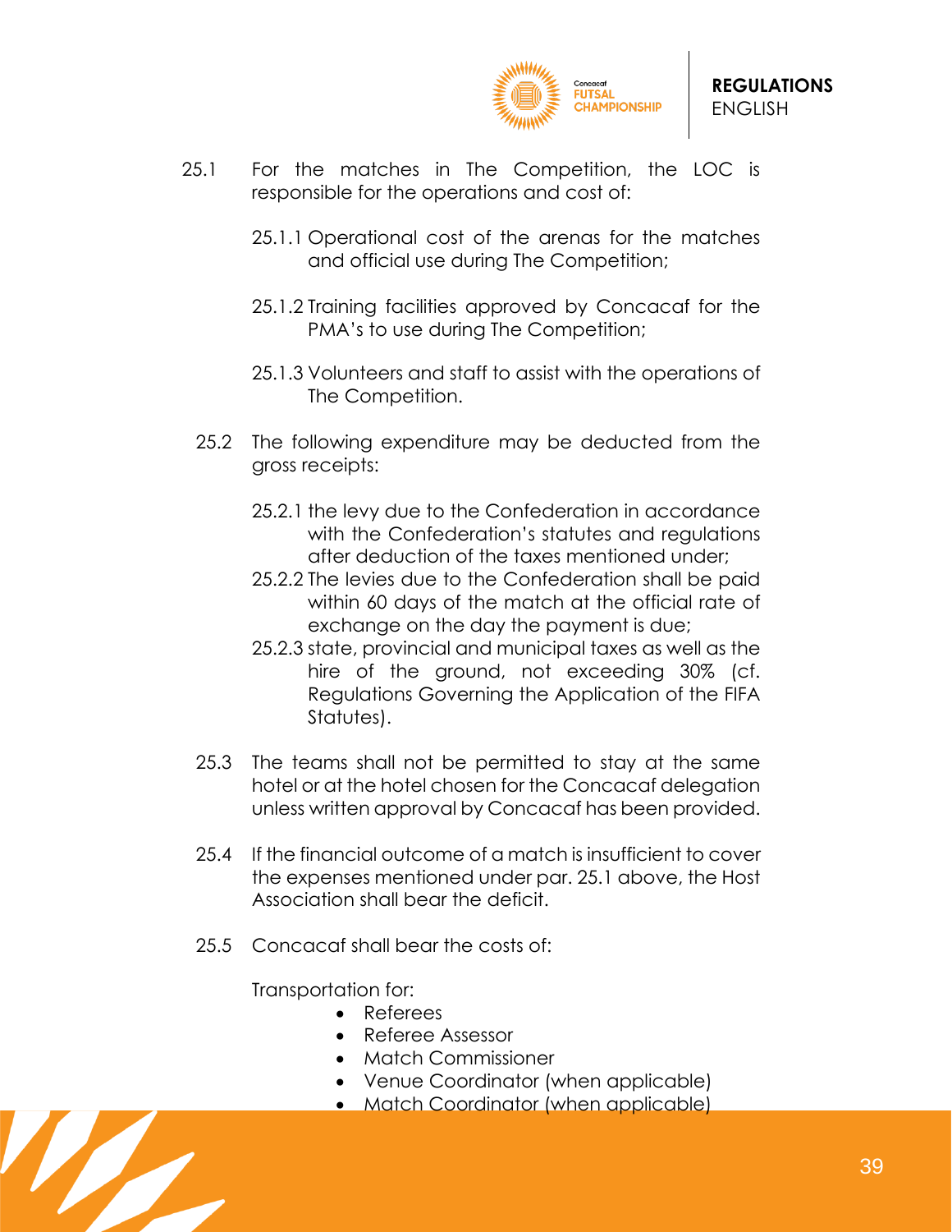25.1 For the matches in The Competition, the LOC is responsible for the operations and cost of:

25.1.1 Operational cost of the arenas for the matches and official use during The Competition;

25.1.2 Training facilities approved by Concacaf for the PMA's to use during The Competition;

25.1.3 Volunteers and staff to assist with the operations of The Competition.

25.2 The following expenditure may be deducted from the gross receipts:

25.2.1 the levy due to the Confederation in accordance with the Confederation's statutes and regulations after deduction of the taxes mentioned under;

25.2.2 The levies due to the Confederation shall be paid within 60 days of the match at the official rate of exchange on the day the payment is due;

25.2.3 state, provincial and municipal taxes as well as the hire of the ground, not exceeding 30% (cf. Regulations Governing the Application of the FIFA Statutes).

25.3 The teams shall not be permitted to stay at the same hotel or at the hotel chosen for the Concacaf delegation unless written approval by Concacaf has been provided.

25.4 If the financial outcome of a match is insufficient to cover the expenses mentioned under par. 25.1 above, the Host Association shall bear the deficit.

25.5 Concacaf shall bear the costs of:

Transportation for:

- Referees
- Referee Assessor
- Match Commissioner
- Venue Coordinator (when applicable)
- Match Coordinator (when applicable)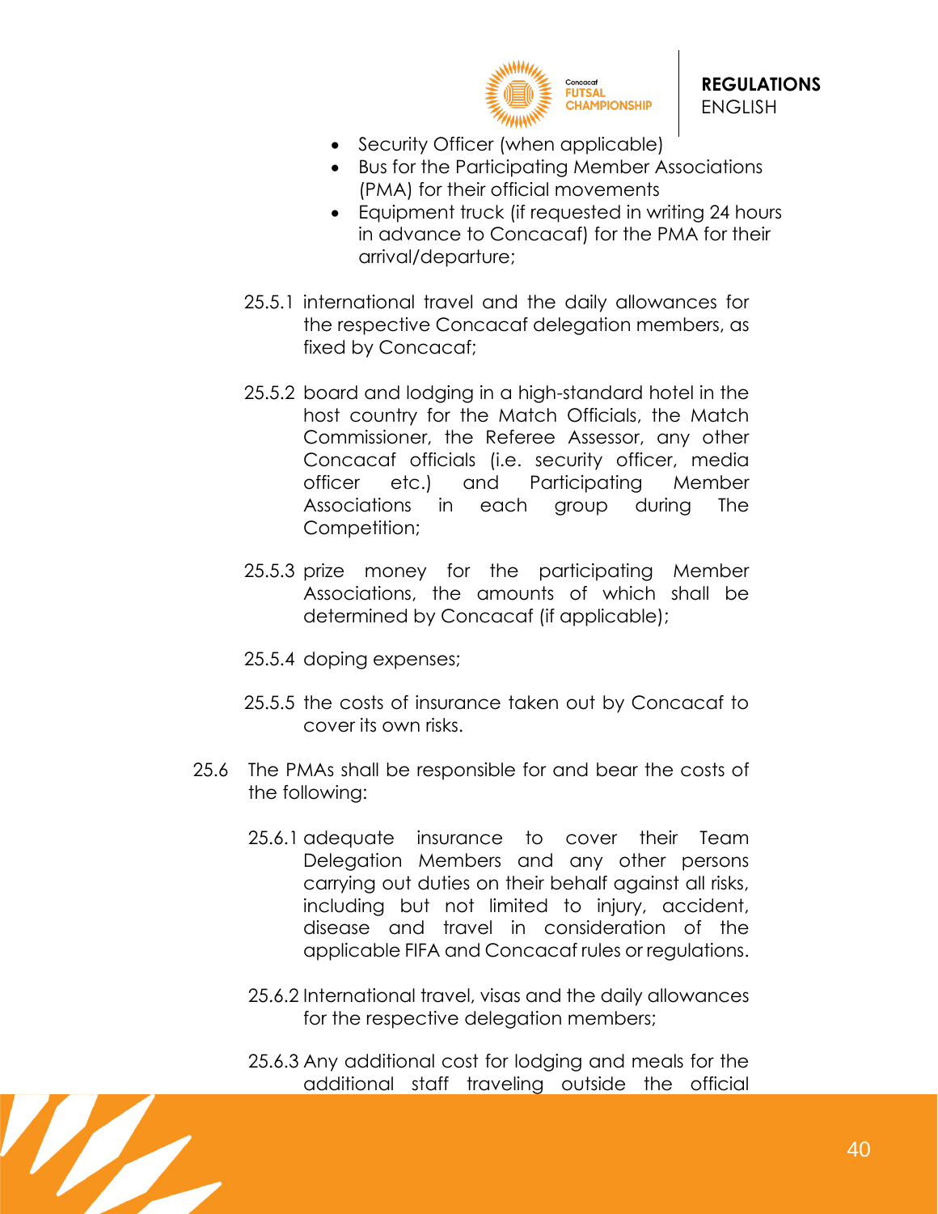- Security Officer (when applicable)
- Bus for the Participating Member Associations (PMA) for their official movements
- Equipment truck (if requested in writing 24 hours in advance to Concacaf) for the PMA for their arrival/departure;

25.5.1 international travel and the daily allowances for the respective Concacaf delegation members, as fixed by Concacaf;

25.5.2 board and lodging in a high-standard hotel in the host country for the Match Officials, the Match Commissioner, the Referee Assessor, any other Concacaf officials (i.e. security officer, media officer etc.) and Participating Member Associations in each group during The Competition;

25.5.3 prize money for the participating Member Associations, the amounts of which shall be determined by Concacaf (if applicable);

25.5.4 doping expenses;

25.5.5 the costs of insurance taken out by Concacaf to cover its own risks.

25.6 The PMAs shall be responsible for and bear the costs of the following:

25.6.1 adequate insurance to cover their Team Delegation Members and any other persons carrying out duties on their behalf against all risks, including but not limited to injury, accident, disease and travel in consideration of the applicable FIFA and Concacaf rules or regulations.

25.6.2 International travel, visas and the daily allowances for the respective delegation members;

25.6.3 Any additional cost for lodging and meals for the additional staff traveling outside the official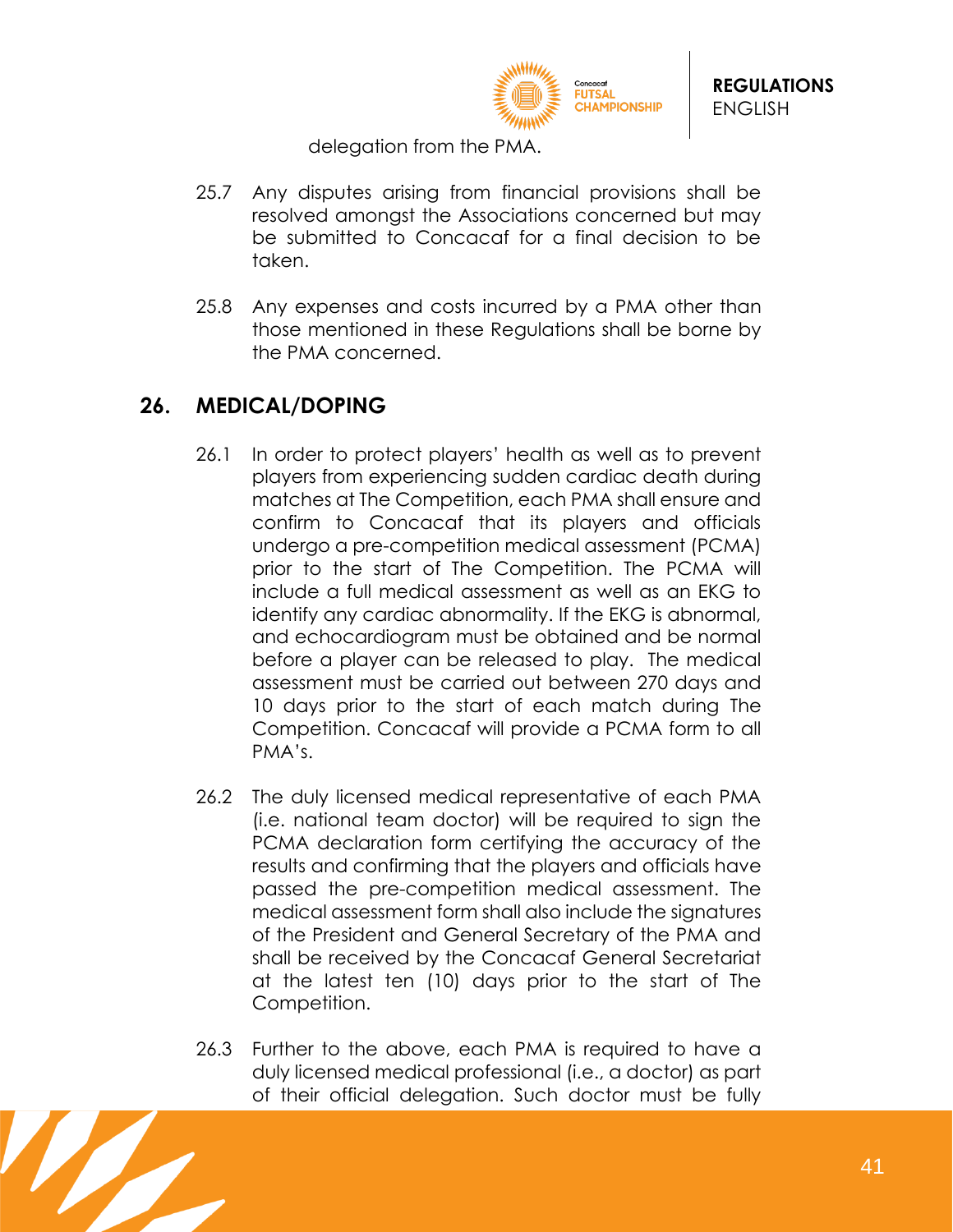delegation from the PMA.

25.7 Any disputes arising from financial provisions shall be resolved amongst the Associations concerned but may be submitted to Concacaf for a final decision to be taken.

25.8 Any expenses and costs incurred by a PMA other than those mentioned in these Regulations shall be borne by the PMA concerned.

## 26. MEDICAL/DOPING

26.1 In order to protect players' health as well as to prevent players from experiencing sudden cardiac death during matches at The Competition, each PMA shall ensure and confirm to Concacaf that its players and officials undergo a pre-competition medical assessment (PCMA) prior to the start of The Competition. The PCMA will include a full medical assessment as well as an EKG to identify any cardiac abnormality. If the EKG is abnormal, and echocardiogram must be obtained and be normal before a player can be released to play. The medical assessment must be carried out between 270 days and 10 days prior to the start of each match during The Competition. Concacaf will provide a PCMA form to all PMA's.

26.2 The duly licensed medical representative of each PMA (i.e. national team doctor) will be required to sign the PCMA declaration form certifying the accuracy of the results and confirming that the players and officials have passed the pre-competition medical assessment. The medical assessment form shall also include the signatures of the President and General Secretary of the PMA and shall be received by the Concacaf General Secretariat at the latest ten (10) days prior to the start of The Competition.

26.3 Further to the above, each PMA is required to have a duly licensed medical professional (i.e., a doctor) as part of their official delegation. Such doctor must be fully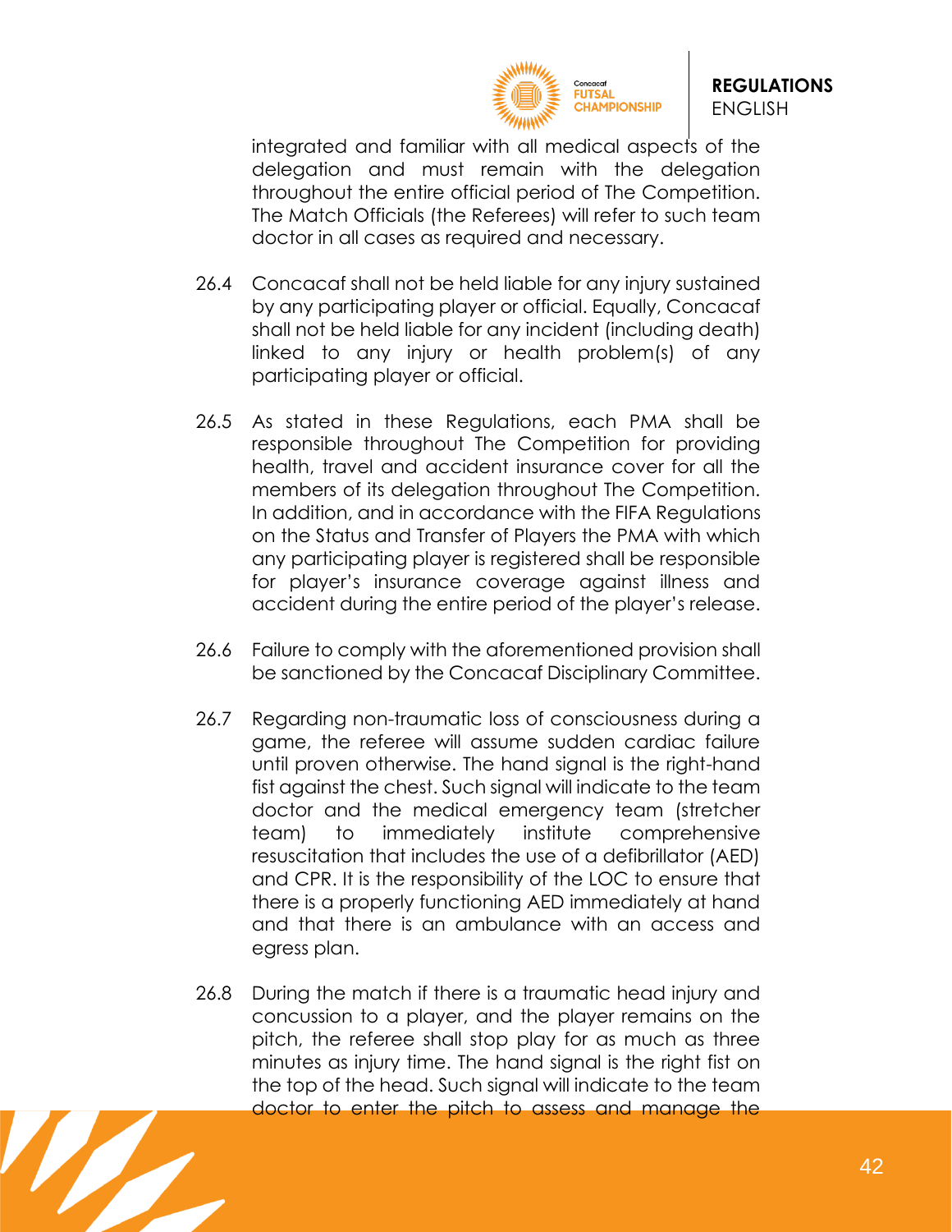integrated and familiar with all medical aspects of the delegation and must remain with the delegation throughout the entire official period of The Competition. The Match Officials (the Referees) will refer to such team doctor in all cases as required and necessary.

26.4 Concacaf shall not be held liable for any injury sustained by any participating player or official. Equally, Concacaf shall not be held liable for any incident (including death) linked to any injury or health problem(s) of any participating player or official.

26.5 As stated in these Regulations, each PMA shall be responsible throughout The Competition for providing health, travel and accident insurance cover for all the members of its delegation throughout The Competition. In addition, and in accordance with the FIFA Regulations on the Status and Transfer of Players the PMA with which any participating player is registered shall be responsible for player's insurance coverage against illness and accident during the entire period of the player's release.

26.6 Failure to comply with the aforementioned provision shall be sanctioned by the Concacaf Disciplinary Committee.

26.7 Regarding non-traumatic loss of consciousness during a game, the referee will assume sudden cardiac failure until proven otherwise. The hand signal is the right-hand fist against the chest. Such signal will indicate to the team doctor and the medical emergency team (stretcher team) to immediately institute comprehensive resuscitation that includes the use of a defibrillator (AED) and CPR. It is the responsibility of the LOC to ensure that there is a properly functioning AED immediately at hand and that there is an ambulance with an access and egress plan.

26.8 During the match if there is a traumatic head injury and concussion to a player, and the player remains on the pitch, the referee shall stop play for as much as three minutes as injury time. The hand signal is the right fist on the top of the head. Such signal will indicate to the team doctor to enter the pitch to assess and manage the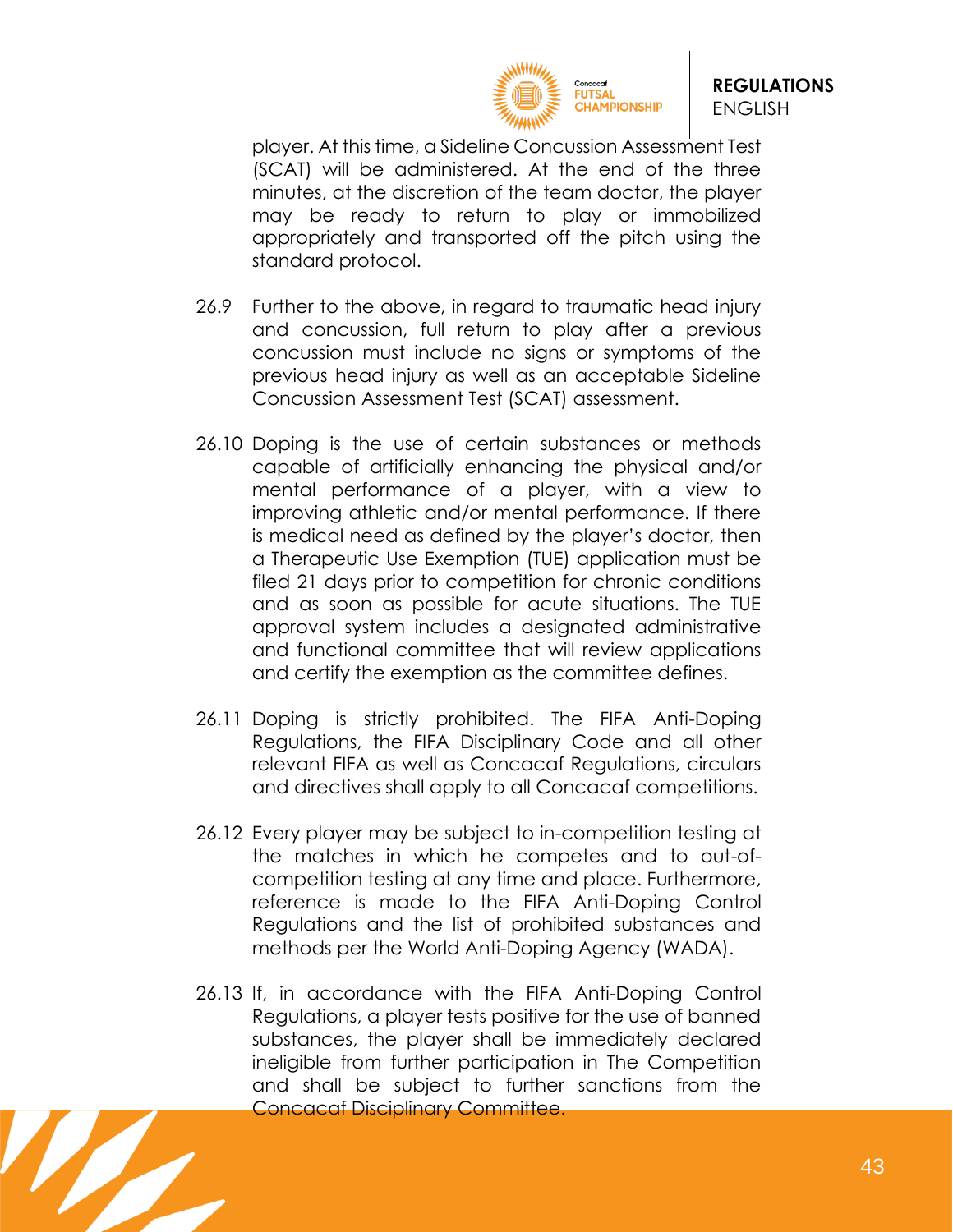player. At this time, a Sideline Concussion Assessment Test (SCAT) will be administered. At the end of the three minutes, at the discretion of the team doctor, the player may be ready to return to play or immobilized appropriately and transported off the pitch using the standard protocol.

26.9 Further to the above, in regard to traumatic head injury and concussion, full return to play after a previous concussion must include no signs or symptoms of the previous head injury as well as an acceptable Sideline Concussion Assessment Test (SCAT) assessment.

26.10 Doping is the use of certain substances or methods capable of artificially enhancing the physical and/or mental performance of a player, with a view to improving athletic and/or mental performance. If there is medical need as defined by the player's doctor, then a Therapeutic Use Exemption (TUE) application must be filed 21 days prior to competition for chronic conditions and as soon as possible for acute situations. The TUE approval system includes a designated administrative and functional committee that will review applications and certify the exemption as the committee defines.

26.11 Doping is strictly prohibited. The FIFA Anti-Doping Regulations, the FIFA Disciplinary Code and all other relevant FIFA as well as Concacaf Regulations, circulars and directives shall apply to all Concacaf competitions.

26.12 Every player may be subject to in-competition testing at the matches in which he competes and to out-of-competition testing at any time and place. Furthermore, reference is made to the FIFA Anti-Doping Control Regulations and the list of prohibited substances and methods per the World Anti-Doping Agency (WADA).

26.13 If, in accordance with the FIFA Anti-Doping Control Regulations, a player tests positive for the use of banned substances, the player shall be immediately declared ineligible from further participation in The Competition and shall be subject to further sanctions from the Concacaf Disciplinary Committee.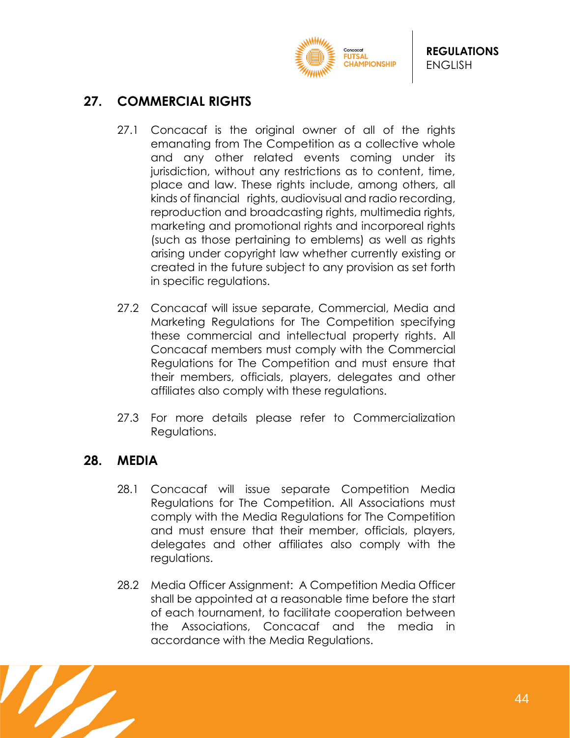## 27. COMMERCIAL RIGHTS

27.1 Concacaf is the original owner of all of the rights emanating from The Competition as a collective whole and any other related events coming under its jurisdiction, without any restrictions as to content, time, place and law. These rights include, among others, all kinds of financial rights, audiovisual and radio recording, reproduction and broadcasting rights, multimedia rights, marketing and promotional rights and incorporeal rights (such as those pertaining to emblems) as well as rights arising under copyright law whether currently existing or created in the future subject to any provision as set forth in specific regulations.

27.2 Concacaf will issue separate, Commercial, Media and Marketing Regulations for The Competition specifying these commercial and intellectual property rights. All Concacaf members must comply with the Commercial Regulations for The Competition and must ensure that their members, officials, players, delegates and other affiliates also comply with these regulations.

27.3 For more details please refer to Commercialization Regulations.

## 28. MEDIA

28.1 Concacaf will issue separate Competition Media Regulations for The Competition. All Associations must comply with the Media Regulations for The Competition and must ensure that their member, officials, players, delegates and other affiliates also comply with the regulations.

28.2 Media Officer Assignment: A Competition Media Officer shall be appointed at a reasonable time before the start of each tournament, to facilitate cooperation between the Associations, Concacaf and the media in accordance with the Media Regulations.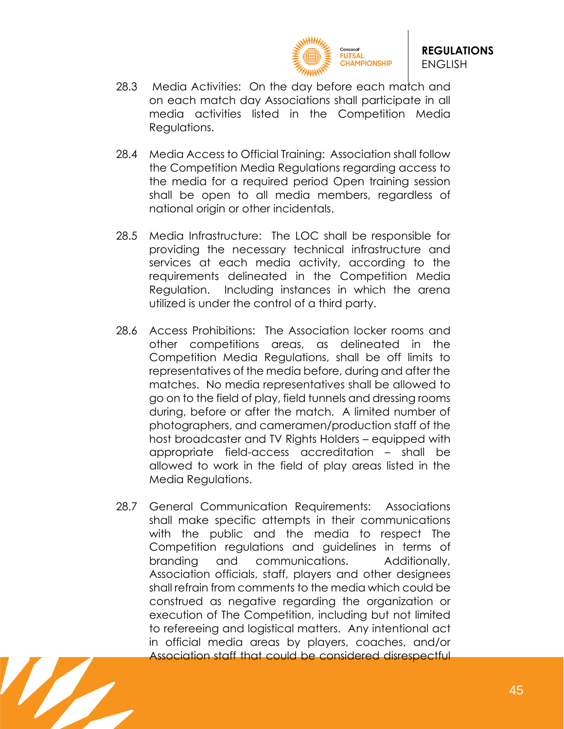28.3 Media Activities: On the day before each match and on each match day Associations shall participate in all media activities listed in the Competition Media Regulations.

28.4 Media Access to Official Training: Association shall follow the Competition Media Regulations regarding access to the media for a required period Open training session shall be open to all media members, regardless of national origin or other incidentals.

28.5 Media Infrastructure: The LOC shall be responsible for providing the necessary technical infrastructure and services at each media activity, according to the requirements delineated in the Competition Media Regulation. Including instances in which the arena utilized is under the control of a third party.

28.6 Access Prohibitions: The Association locker rooms and other competitions areas, as delineated in the Competition Media Regulations, shall be off limits to representatives of the media before, during and after the matches. No media representatives shall be allowed to go on to the field of play, field tunnels and dressing rooms during, before or after the match. A limited number of photographers, and cameramen/production staff of the host broadcaster and TV Rights Holders – equipped with appropriate field-access accreditation – shall be allowed to work in the field of play areas listed in the Media Regulations.

28.7 General Communication Requirements: Associations shall make specific attempts in their communications with the public and the media to respect The Competition regulations and guidelines in terms of branding and communications. Additionally, Association officials, staff, players and other designees shall refrain from comments to the media which could be construed as negative regarding the organization or execution of The Competition, including but not limited to refereeing and logistical matters. Any intentional act in official media areas by players, coaches, and/or Association staff that could be considered disrespectful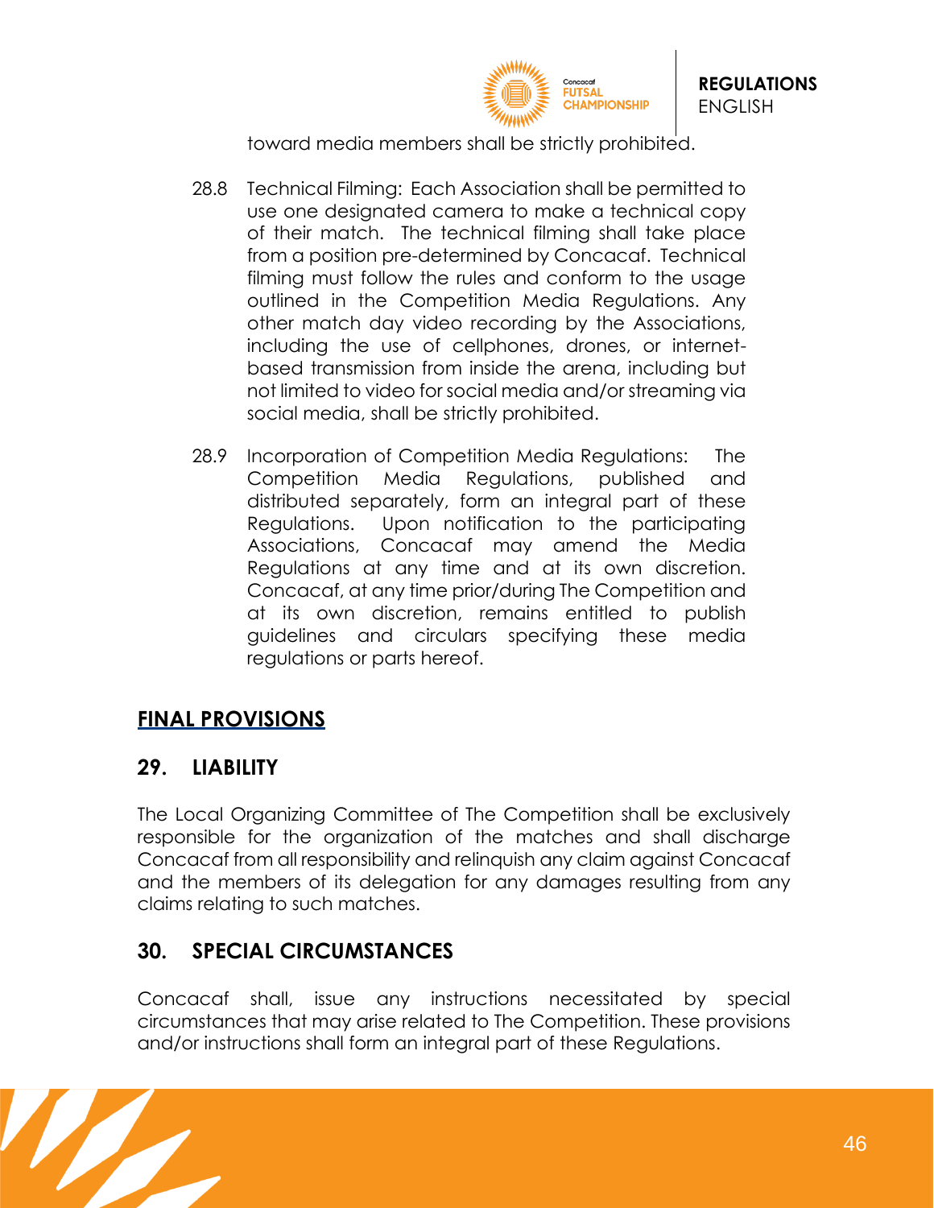toward media members shall be strictly prohibited.

28.8 Technical Filming: Each Association shall be permitted to use one designated camera to make a technical copy of their match. The technical filming shall take place from a position pre-determined by Concacaf. Technical filming must follow the rules and conform to the usage outlined in the Competition Media Regulations. Any other match day video recording by the Associations, including the use of cellphones, drones, or internet-based transmission from inside the arena, including but not limited to video for social media and/or streaming via social media, shall be strictly prohibited.

28.9 Incorporation of Competition Media Regulations: The Competition Media Regulations, published and distributed separately, form an integral part of these Regulations. Upon notification to the participating Associations, Concacaf may amend the Media Regulations at any time and at its own discretion. Concacaf, at any time prior/during The Competition and at its own discretion, remains entitled to publish guidelines and circulars specifying these media regulations or parts hereof.

## FINAL PROVISIONS

## 29. LIABILITY

The Local Organizing Committee of The Competition shall be exclusively responsible for the organization of the matches and shall discharge Concacaf from all responsibility and relinquish any claim against Concacaf and the members of its delegation for any damages resulting from any claims relating to such matches.

## 30. SPECIAL CIRCUMSTANCES

Concacaf shall, issue any instructions necessitated by special circumstances that may arise related to The Competition. These provisions and/or instructions shall form an integral part of these Regulations.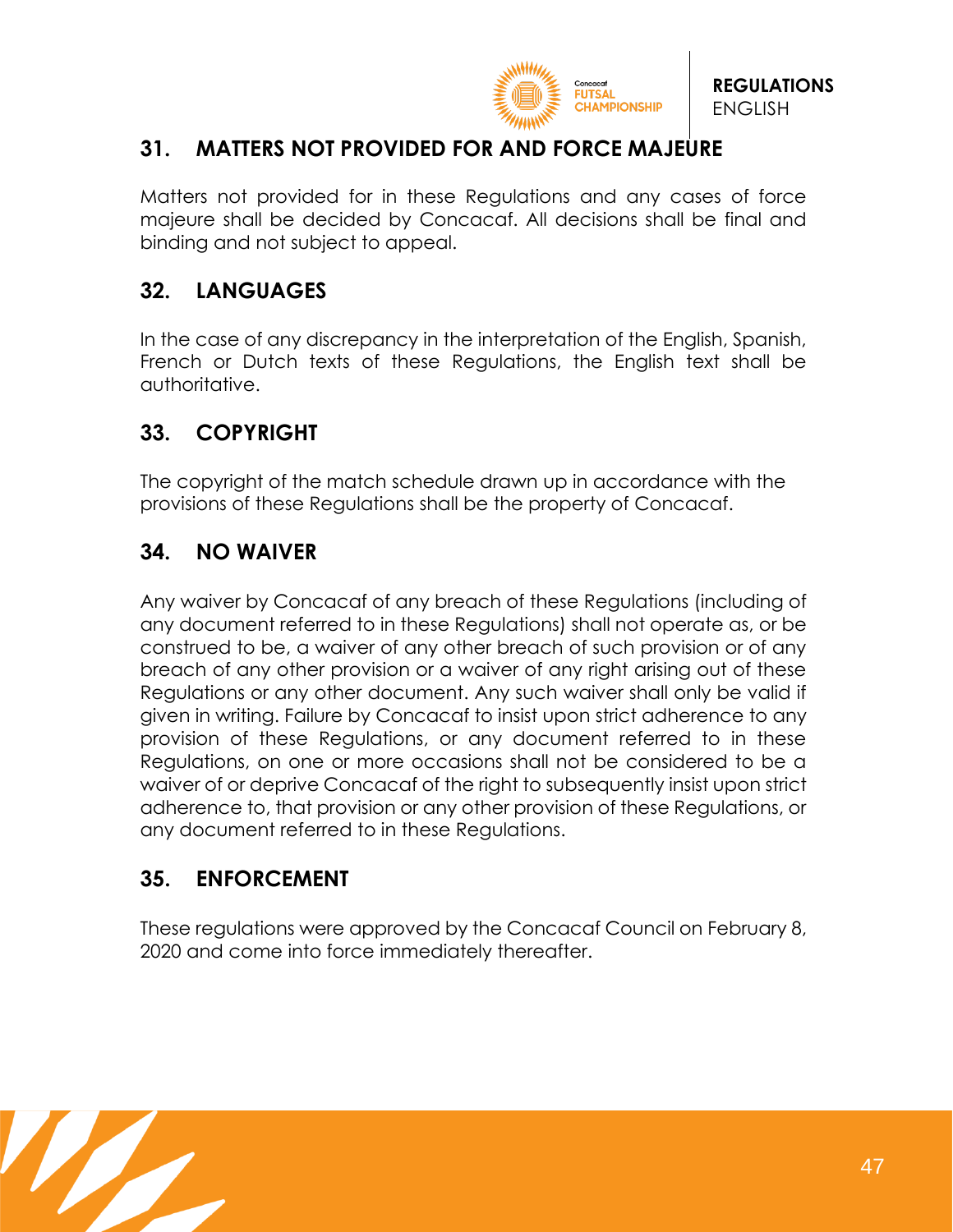## 31. MATTERS NOT PROVIDED FOR AND FORCE MAJEURE

Matters not provided for in these Regulations and any cases of force majeure shall be decided by Concacaf. All decisions shall be final and binding and not subject to appeal.

## 32. LANGUAGES

In the case of any discrepancy in the interpretation of the English, Spanish, French or Dutch texts of these Regulations, the English text shall be authoritative.

## 33. COPYRIGHT

The copyright of the match schedule drawn up in accordance with the provisions of these Regulations shall be the property of Concacaf.

## 34. NO WAIVER

Any waiver by Concacaf of any breach of these Regulations (including of any document referred to in these Regulations) shall not operate as, or be construed to be, a waiver of any other breach of such provision or of any breach of any other provision or a waiver of any right arising out of these Regulations or any other document. Any such waiver shall only be valid if given in writing. Failure by Concacaf to insist upon strict adherence to any provision of these Regulations, or any document referred to in these Regulations, on one or more occasions shall not be considered to be a waiver of or deprive Concacaf of the right to subsequently insist upon strict adherence to, that provision or any other provision of these Regulations, or any document referred to in these Regulations.

## 35. ENFORCEMENT

These regulations were approved by the Concacaf Council on February 8, 2020 and come into force immediately thereafter.